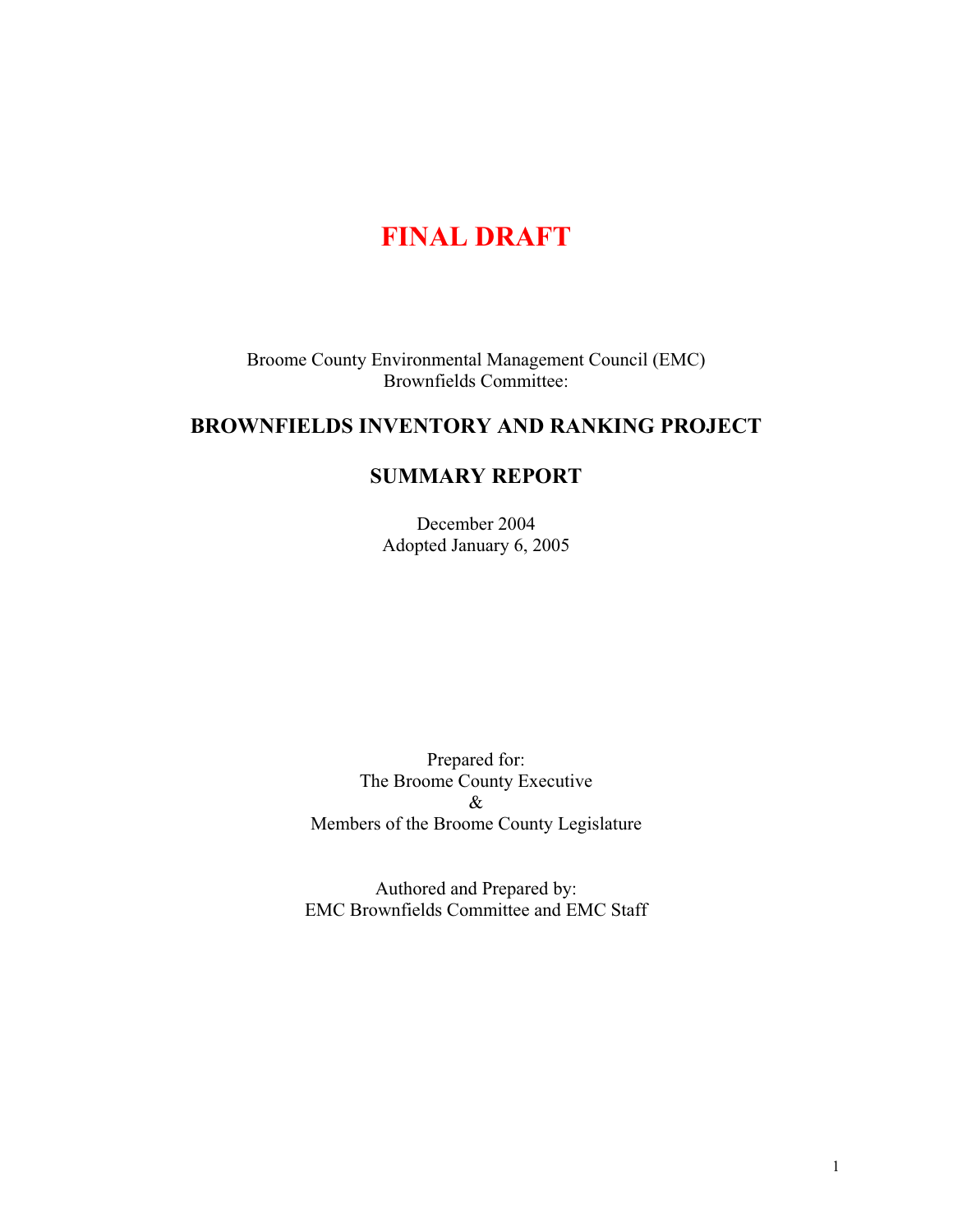# FINAL DRAFT

Broome County Environmental Management Council (EMC)
Brownfields Committee:

## BROWNFIELDS INVENTORY AND RANKING PROJECT

## SUMMARY REPORT

December 2004
Adopted January 6, 2005

Prepared for:
The Broome County Executive
&
Members of the Broome County Legislature

Authored and Prepared by:
EMC Brownfields Committee and EMC Staff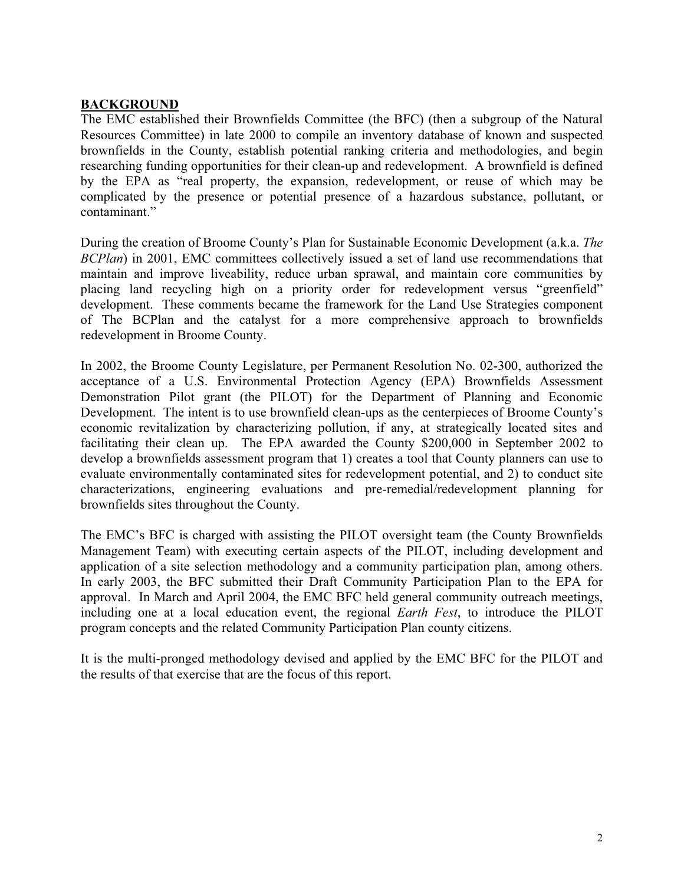## **BACKGROUND**

The EMC established their Brownfields Committee (the BFC) (then a subgroup of the Natural Resources Committee) in late 2000 to compile an inventory database of known and suspected brownfields in the County, establish potential ranking criteria and methodologies, and begin researching funding opportunities for their clean-up and redevelopment. A brownfield is defined by the EPA as "real property, the expansion, redevelopment, or reuse of which may be complicated by the presence or potential presence of a hazardous substance, pollutant, or contaminant."

During the creation of Broome County's Plan for Sustainable Economic Development (a.k.a. *The BCPlan*) in 2001, EMC committees collectively issued a set of land use recommendations that maintain and improve liveability, reduce urban sprawal, and maintain core communities by placing land recycling high on a priority order for redevelopment versus "greenfield" development. These comments became the framework for the Land Use Strategies component of The BCPlan and the catalyst for a more comprehensive approach to brownfields redevelopment in Broome County.

In 2002, the Broome County Legislature, per Permanent Resolution No. 02-300, authorized the acceptance of a U.S. Environmental Protection Agency (EPA) Brownfields Assessment Demonstration Pilot grant (the PILOT) for the Department of Planning and Economic Development. The intent is to use brownfield clean-ups as the centerpieces of Broome County's economic revitalization by characterizing pollution, if any, at strategically located sites and facilitating their clean up. The EPA awarded the County $200,000 in September 2002 to develop a brownfields assessment program that 1) creates a tool that County planners can use to evaluate environmentally contaminated sites for redevelopment potential, and 2) to conduct site characterizations, engineering evaluations and pre-remedial/redevelopment planning for brownfields sites throughout the County.

The EMC's BFC is charged with assisting the PILOT oversight team (the County Brownfields Management Team) with executing certain aspects of the PILOT, including development and application of a site selection methodology and a community participation plan, among others. In early 2003, the BFC submitted their Draft Community Participation Plan to the EPA for approval. In March and April 2004, the EMC BFC held general community outreach meetings, including one at a local education event, the regional *Earth Fest*, to introduce the PILOT program concepts and the related Community Participation Plan county citizens.

It is the multi-pronged methodology devised and applied by the EMC BFC for the PILOT and the results of that exercise that are the focus of this report.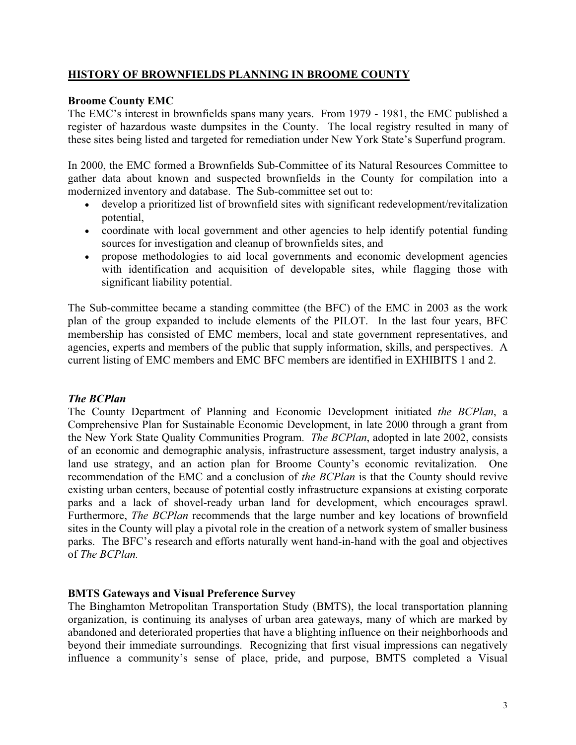## HISTORY OF BROWNFIELDS PLANNING IN BROOME COUNTY

### Broome County EMC

The EMC's interest in brownfields spans many years. From 1979 - 1981, the EMC published a register of hazardous waste dumpsites in the County. The local registry resulted in many of these sites being listed and targeted for remediation under New York State's Superfund program.

In 2000, the EMC formed a Brownfields Sub-Committee of its Natural Resources Committee to gather data about known and suspected brownfields in the County for compilation into a modernized inventory and database. The Sub-committee set out to:

- develop a prioritized list of brownfield sites with significant redevelopment/revitalization potential,
- coordinate with local government and other agencies to help identify potential funding sources for investigation and cleanup of brownfields sites, and
- propose methodologies to aid local governments and economic development agencies with identification and acquisition of developable sites, while flagging those with significant liability potential.

The Sub-committee became a standing committee (the BFC) of the EMC in 2003 as the work plan of the group expanded to include elements of the PILOT. In the last four years, BFC membership has consisted of EMC members, local and state government representatives, and agencies, experts and members of the public that supply information, skills, and perspectives. A current listing of EMC members and EMC BFC members are identified in EXHIBITS 1 and 2.

### *The BCPlan*

The County Department of Planning and Economic Development initiated *the BCPlan*, a Comprehensive Plan for Sustainable Economic Development, in late 2000 through a grant from the New York State Quality Communities Program. *The BCPlan*, adopted in late 2002, consists of an economic and demographic analysis, infrastructure assessment, target industry analysis, a land use strategy, and an action plan for Broome County's economic revitalization. One recommendation of the EMC and a conclusion of *the BCPlan* is that the County should revive existing urban centers, because of potential costly infrastructure expansions at existing corporate parks and a lack of shovel-ready urban land for development, which encourages sprawl. Furthermore, *The BCPlan* recommends that the large number and key locations of brownfield sites in the County will play a pivotal role in the creation of a network system of smaller business parks. The BFC's research and efforts naturally went hand-in-hand with the goal and objectives of *The BCPlan.*

### BMTS Gateways and Visual Preference Survey

The Binghamton Metropolitan Transportation Study (BMTS), the local transportation planning organization, is continuing its analyses of urban area gateways, many of which are marked by abandoned and deteriorated properties that have a blighting influence on their neighborhoods and beyond their immediate surroundings. Recognizing that first visual impressions can negatively influence a community's sense of place, pride, and purpose, BMTS completed a Visual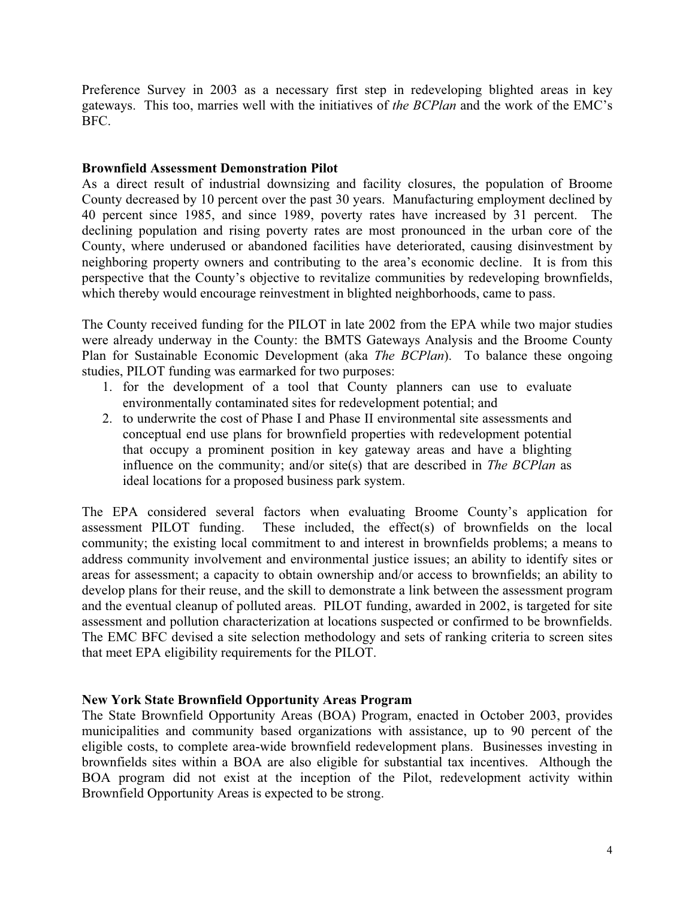Preference Survey in 2003 as a necessary first step in redeveloping blighted areas in key gateways. This too, marries well with the initiatives of *the BCPlan* and the work of the EMC's BFC.

**Brownfield Assessment Demonstration Pilot**

As a direct result of industrial downsizing and facility closures, the population of Broome County decreased by 10 percent over the past 30 years. Manufacturing employment declined by 40 percent since 1985, and since 1989, poverty rates have increased by 31 percent. The declining population and rising poverty rates are most pronounced in the urban core of the County, where underused or abandoned facilities have deteriorated, causing disinvestment by neighboring property owners and contributing to the area's economic decline. It is from this perspective that the County's objective to revitalize communities by redeveloping brownfields, which thereby would encourage reinvestment in blighted neighborhoods, came to pass.

The County received funding for the PILOT in late 2002 from the EPA while two major studies were already underway in the County: the BMTS Gateways Analysis and the Broome County Plan for Sustainable Economic Development (aka *The BCPlan*). To balance these ongoing studies, PILOT funding was earmarked for two purposes:

1. for the development of a tool that County planners can use to evaluate environmentally contaminated sites for redevelopment potential; and
2. to underwrite the cost of Phase I and Phase II environmental site assessments and conceptual end use plans for brownfield properties with redevelopment potential that occupy a prominent position in key gateway areas and have a blighting influence on the community; and/or site(s) that are described in *The BCPlan* as ideal locations for a proposed business park system.

The EPA considered several factors when evaluating Broome County's application for assessment PILOT funding. These included, the effect(s) of brownfields on the local community; the existing local commitment to and interest in brownfields problems; a means to address community involvement and environmental justice issues; an ability to identify sites or areas for assessment; a capacity to obtain ownership and/or access to brownfields; an ability to develop plans for their reuse, and the skill to demonstrate a link between the assessment program and the eventual cleanup of polluted areas. PILOT funding, awarded in 2002, is targeted for site assessment and pollution characterization at locations suspected or confirmed to be brownfields. The EMC BFC devised a site selection methodology and sets of ranking criteria to screen sites that meet EPA eligibility requirements for the PILOT.

**New York State Brownfield Opportunity Areas Program**

The State Brownfield Opportunity Areas (BOA) Program, enacted in October 2003, provides municipalities and community based organizations with assistance, up to 90 percent of the eligible costs, to complete area-wide brownfield redevelopment plans. Businesses investing in brownfields sites within a BOA are also eligible for substantial tax incentives. Although the BOA program did not exist at the inception of the Pilot, redevelopment activity within Brownfield Opportunity Areas is expected to be strong.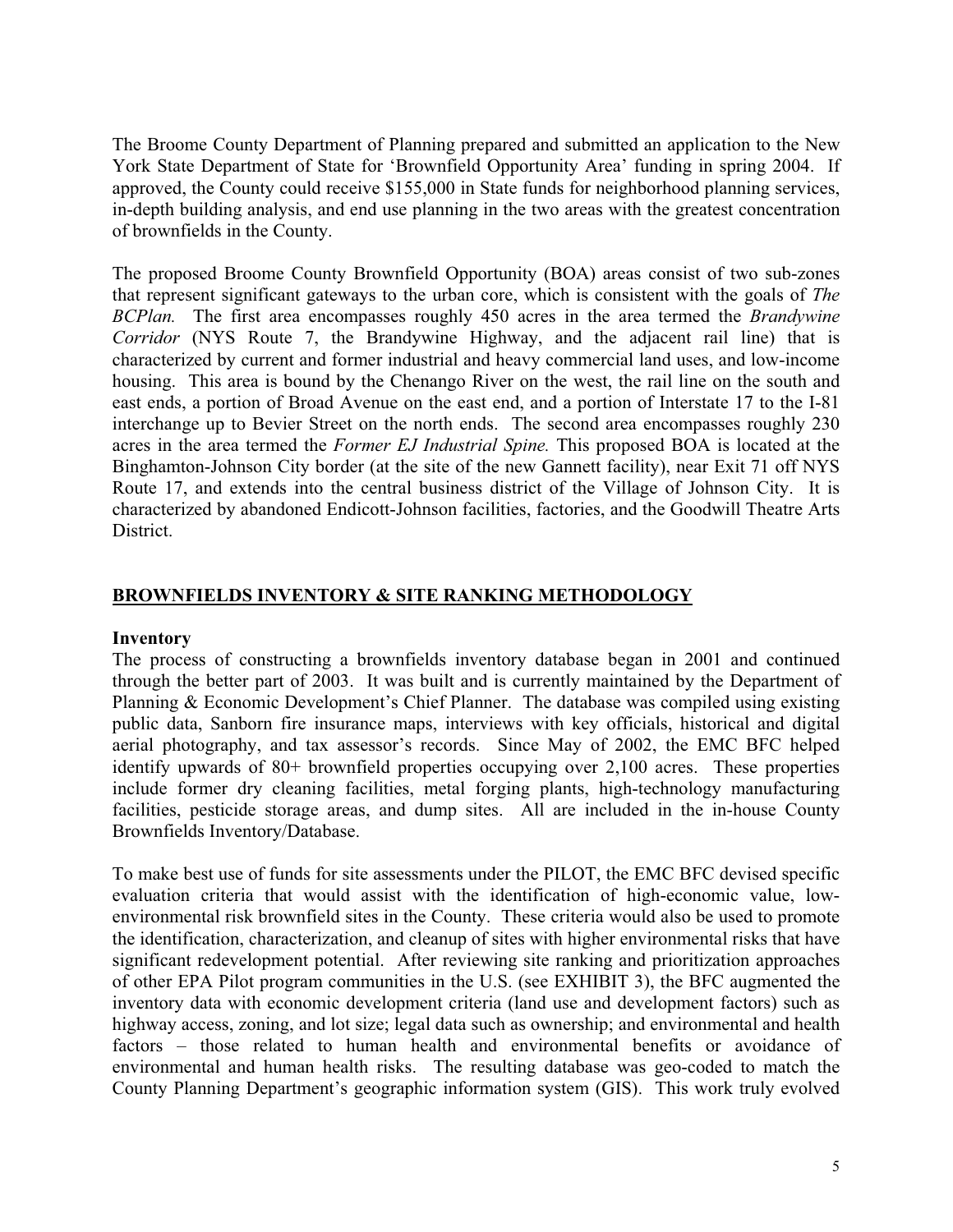The Broome County Department of Planning prepared and submitted an application to the New York State Department of State for 'Brownfield Opportunity Area' funding in spring 2004. If approved, the County could receive $155,000 in State funds for neighborhood planning services, in-depth building analysis, and end use planning in the two areas with the greatest concentration of brownfields in the County.

The proposed Broome County Brownfield Opportunity (BOA) areas consist of two sub-zones that represent significant gateways to the urban core, which is consistent with the goals of *The BCPlan.* The first area encompasses roughly 450 acres in the area termed the *Brandywine Corridor* (NYS Route 7, the Brandywine Highway, and the adjacent rail line) that is characterized by current and former industrial and heavy commercial land uses, and low-income housing. This area is bound by the Chenango River on the west, the rail line on the south and east ends, a portion of Broad Avenue on the east end, and a portion of Interstate 17 to the I-81 interchange up to Bevier Street on the north ends. The second area encompasses roughly 230 acres in the area termed the *Former EJ Industrial Spine.* This proposed BOA is located at the Binghamton-Johnson City border (at the site of the new Gannett facility), near Exit 71 off NYS Route 17, and extends into the central business district of the Village of Johnson City. It is characterized by abandoned Endicott-Johnson facilities, factories, and the Goodwill Theatre Arts District.

## BROWNFIELDS INVENTORY & SITE RANKING METHODOLOGY

### Inventory

The process of constructing a brownfields inventory database began in 2001 and continued through the better part of 2003. It was built and is currently maintained by the Department of Planning & Economic Development's Chief Planner. The database was compiled using existing public data, Sanborn fire insurance maps, interviews with key officials, historical and digital aerial photography, and tax assessor's records. Since May of 2002, the EMC BFC helped identify upwards of 80+ brownfield properties occupying over 2,100 acres. These properties include former dry cleaning facilities, metal forging plants, high-technology manufacturing facilities, pesticide storage areas, and dump sites. All are included in the in-house County Brownfields Inventory/Database.

To make best use of funds for site assessments under the PILOT, the EMC BFC devised specific evaluation criteria that would assist with the identification of high-economic value, low-environmental risk brownfield sites in the County. These criteria would also be used to promote the identification, characterization, and cleanup of sites with higher environmental risks that have significant redevelopment potential. After reviewing site ranking and prioritization approaches of other EPA Pilot program communities in the U.S. (see EXHIBIT 3), the BFC augmented the inventory data with economic development criteria (land use and development factors) such as highway access, zoning, and lot size; legal data such as ownership; and environmental and health factors – those related to human health and environmental benefits or avoidance of environmental and human health risks. The resulting database was geo-coded to match the County Planning Department's geographic information system (GIS). This work truly evolved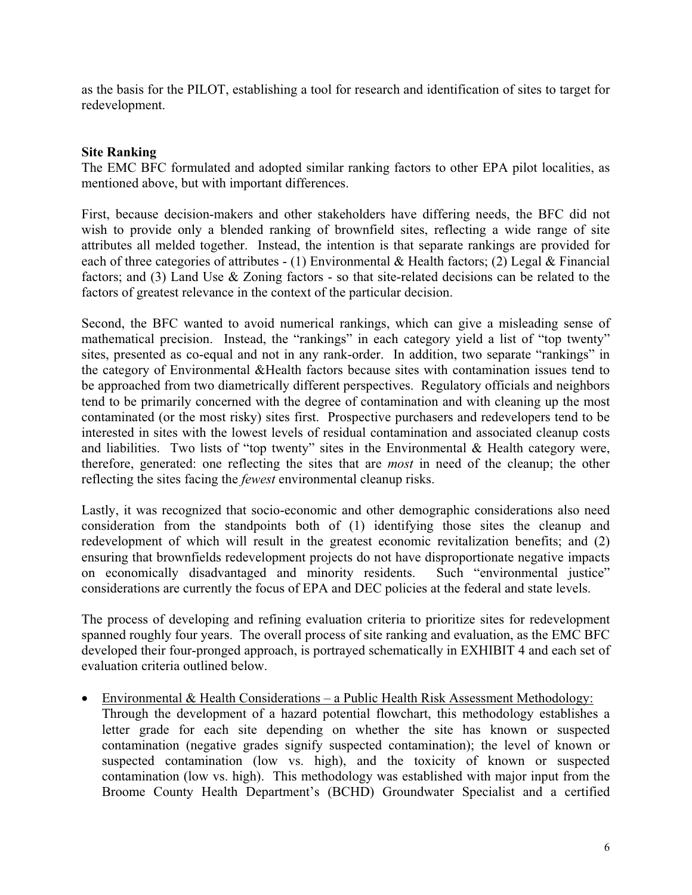as the basis for the PILOT, establishing a tool for research and identification of sites to target for redevelopment.

**Site Ranking**

The EMC BFC formulated and adopted similar ranking factors to other EPA pilot localities, as mentioned above, but with important differences.

First, because decision-makers and other stakeholders have differing needs, the BFC did not wish to provide only a blended ranking of brownfield sites, reflecting a wide range of site attributes all melded together. Instead, the intention is that separate rankings are provided for each of three categories of attributes - (1) Environmental & Health factors; (2) Legal & Financial factors; and (3) Land Use & Zoning factors - so that site-related decisions can be related to the factors of greatest relevance in the context of the particular decision.

Second, the BFC wanted to avoid numerical rankings, which can give a misleading sense of mathematical precision. Instead, the "rankings" in each category yield a list of "top twenty" sites, presented as co-equal and not in any rank-order. In addition, two separate "rankings" in the category of Environmental &Health factors because sites with contamination issues tend to be approached from two diametrically different perspectives. Regulatory officials and neighbors tend to be primarily concerned with the degree of contamination and with cleaning up the most contaminated (or the most risky) sites first. Prospective purchasers and redevelopers tend to be interested in sites with the lowest levels of residual contamination and associated cleanup costs and liabilities. Two lists of "top twenty" sites in the Environmental & Health category were, therefore, generated: one reflecting the sites that are *most* in need of the cleanup; the other reflecting the sites facing the *fewest* environmental cleanup risks.

Lastly, it was recognized that socio-economic and other demographic considerations also need consideration from the standpoints both of (1) identifying those sites the cleanup and redevelopment of which will result in the greatest economic revitalization benefits; and (2) ensuring that brownfields redevelopment projects do not have disproportionate negative impacts on economically disadvantaged and minority residents. Such "environmental justice" considerations are currently the focus of EPA and DEC policies at the federal and state levels.

The process of developing and refining evaluation criteria to prioritize sites for redevelopment spanned roughly four years. The overall process of site ranking and evaluation, as the EMC BFC developed their four-pronged approach, is portrayed schematically in EXHIBIT 4 and each set of evaluation criteria outlined below.

- <u>Environmental & Health Considerations – a Public Health Risk Assessment Methodology:</u> Through the development of a hazard potential flowchart, this methodology establishes a letter grade for each site depending on whether the site has known or suspected contamination (negative grades signify suspected contamination); the level of known or suspected contamination (low vs. high), and the toxicity of known or suspected contamination (low vs. high). This methodology was established with major input from the Broome County Health Department's (BCHD) Groundwater Specialist and a certified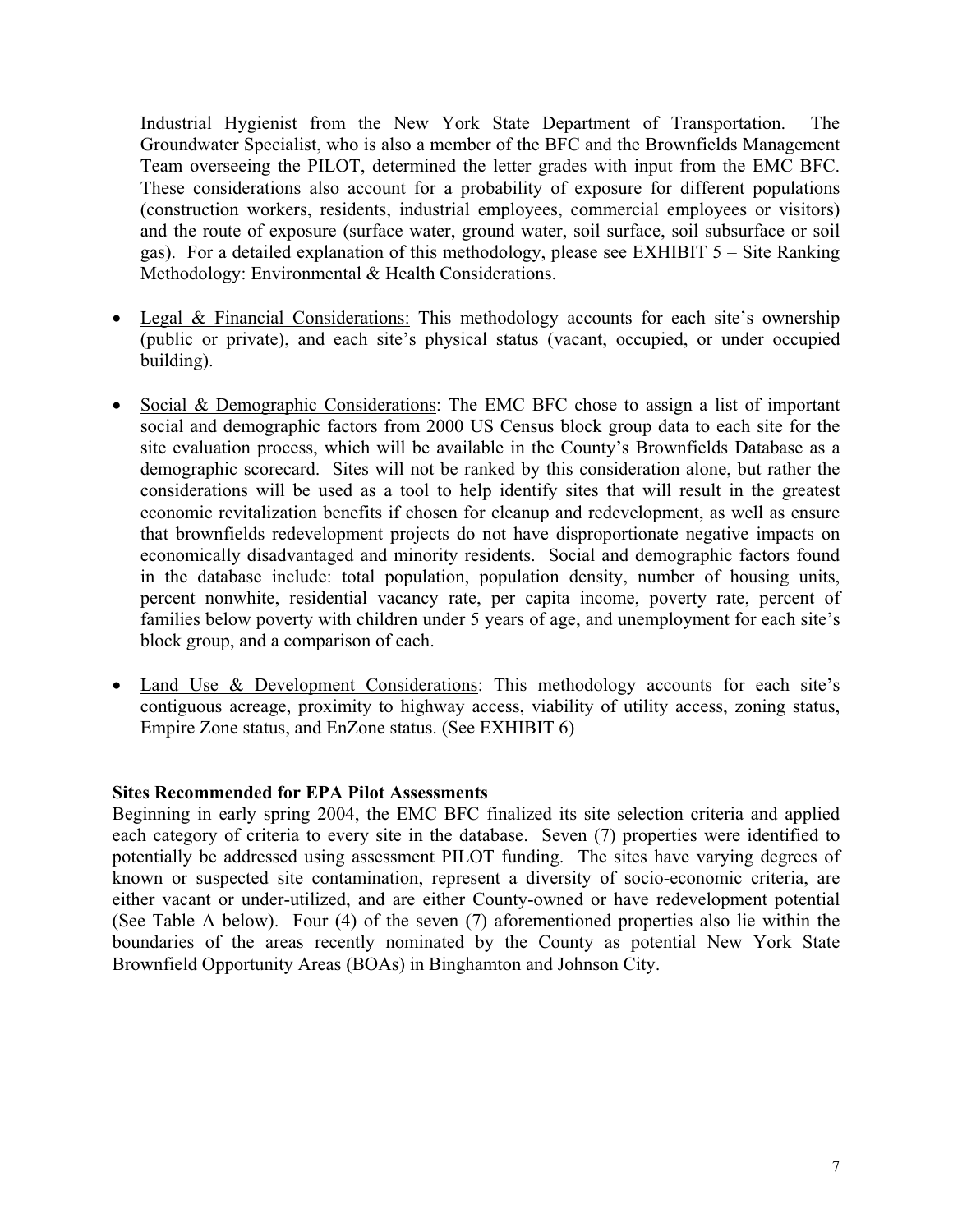Industrial Hygienist from the New York State Department of Transportation. The Groundwater Specialist, who is also a member of the BFC and the Brownfields Management Team overseeing the PILOT, determined the letter grades with input from the EMC BFC. These considerations also account for a probability of exposure for different populations (construction workers, residents, industrial employees, commercial employees or visitors) and the route of exposure (surface water, ground water, soil surface, soil subsurface or soil gas). For a detailed explanation of this methodology, please see EXHIBIT 5 – Site Ranking Methodology: Environmental & Health Considerations.

- Legal & Financial Considerations: This methodology accounts for each site's ownership (public or private), and each site's physical status (vacant, occupied, or under occupied building).
- Social & Demographic Considerations: The EMC BFC chose to assign a list of important social and demographic factors from 2000 US Census block group data to each site for the site evaluation process, which will be available in the County's Brownfields Database as a demographic scorecard. Sites will not be ranked by this consideration alone, but rather the considerations will be used as a tool to help identify sites that will result in the greatest economic revitalization benefits if chosen for cleanup and redevelopment, as well as ensure that brownfields redevelopment projects do not have disproportionate negative impacts on economically disadvantaged and minority residents. Social and demographic factors found in the database include: total population, population density, number of housing units, percent nonwhite, residential vacancy rate, per capita income, poverty rate, percent of families below poverty with children under 5 years of age, and unemployment for each site's block group, and a comparison of each.
- Land Use & Development Considerations: This methodology accounts for each site's contiguous acreage, proximity to highway access, viability of utility access, zoning status, Empire Zone status, and EnZone status. (See EXHIBIT 6)

**Sites Recommended for EPA Pilot Assessments**

Beginning in early spring 2004, the EMC BFC finalized its site selection criteria and applied each category of criteria to every site in the database. Seven (7) properties were identified to potentially be addressed using assessment PILOT funding. The sites have varying degrees of known or suspected site contamination, represent a diversity of socio-economic criteria, are either vacant or under-utilized, and are either County-owned or have redevelopment potential (See Table A below). Four (4) of the seven (7) aforementioned properties also lie within the boundaries of the areas recently nominated by the County as potential New York State Brownfield Opportunity Areas (BOAs) in Binghamton and Johnson City.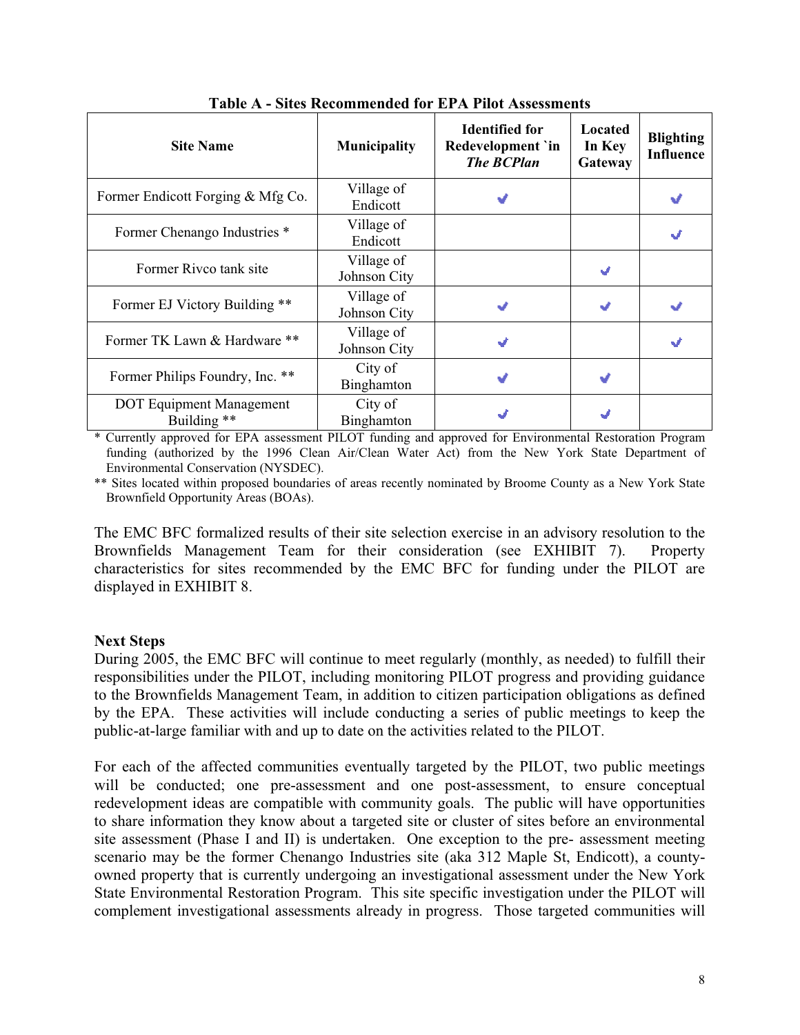**Table A - Sites Recommended for EPA Pilot Assessments**

| Site Name | Municipality | Identified for Redevelopment `in *The BCPlan* | Located In Key Gateway | Blighting Influence |
|---|---|---|---|---|
| Former Endicott Forging & Mfg Co. | Village of Endicott | ✔ | | ✔ |
| Former Chenango Industries * | Village of Endicott | | | ✔ |
| Former Rivco tank site | Village of Johnson City | | ✔ | |
| Former EJ Victory Building ** | Village of Johnson City | ✔ | ✔ | ✔ |
| Former TK Lawn & Hardware ** | Village of Johnson City | ✔ | | ✔ |
| Former Philips Foundry, Inc. ** | City of Binghamton | ✔ | ✔ | |
| DOT Equipment Management Building ** | City of Binghamton | ✔ | ✔ | |

\* Currently approved for EPA assessment PILOT funding and approved for Environmental Restoration Program funding (authorized by the 1996 Clean Air/Clean Water Act) from the New York State Department of Environmental Conservation (NYSDEC).

** Sites located within proposed boundaries of areas recently nominated by Broome County as a New York State Brownfield Opportunity Areas (BOAs).

The EMC BFC formalized results of their site selection exercise in an advisory resolution to the Brownfields Management Team for their consideration (see EXHIBIT 7). Property characteristics for sites recommended by the EMC BFC for funding under the PILOT are displayed in EXHIBIT 8.

**Next Steps**

During 2005, the EMC BFC will continue to meet regularly (monthly, as needed) to fulfill their responsibilities under the PILOT, including monitoring PILOT progress and providing guidance to the Brownfields Management Team, in addition to citizen participation obligations as defined by the EPA. These activities will include conducting a series of public meetings to keep the public-at-large familiar with and up to date on the activities related to the PILOT.

For each of the affected communities eventually targeted by the PILOT, two public meetings will be conducted; one pre-assessment and one post-assessment, to ensure conceptual redevelopment ideas are compatible with community goals. The public will have opportunities to share information they know about a targeted site or cluster of sites before an environmental site assessment (Phase I and II) is undertaken. One exception to the pre- assessment meeting scenario may be the former Chenango Industries site (aka 312 Maple St, Endicott), a county-owned property that is currently undergoing an investigational assessment under the New York State Environmental Restoration Program. This site specific investigation under the PILOT will complement investigational assessments already in progress. Those targeted communities will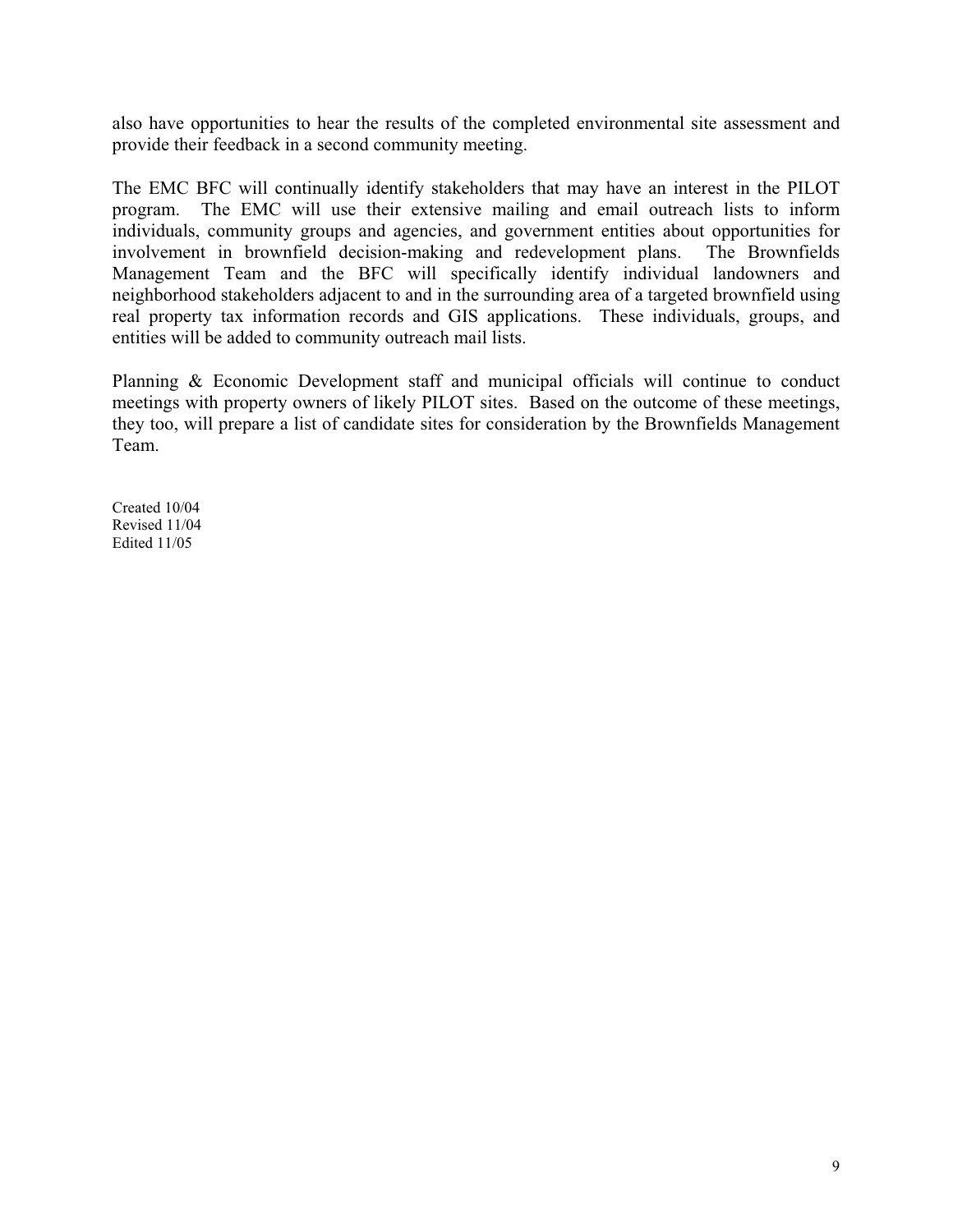also have opportunities to hear the results of the completed environmental site assessment and provide their feedback in a second community meeting.

The EMC BFC will continually identify stakeholders that may have an interest in the PILOT program. The EMC will use their extensive mailing and email outreach lists to inform individuals, community groups and agencies, and government entities about opportunities for involvement in brownfield decision-making and redevelopment plans. The Brownfields Management Team and the BFC will specifically identify individual landowners and neighborhood stakeholders adjacent to and in the surrounding area of a targeted brownfield using real property tax information records and GIS applications. These individuals, groups, and entities will be added to community outreach mail lists.

Planning & Economic Development staff and municipal officials will continue to conduct meetings with property owners of likely PILOT sites. Based on the outcome of these meetings, they too, will prepare a list of candidate sites for consideration by the Brownfields Management Team.

Created 10/04
Revised 11/04
Edited 11/05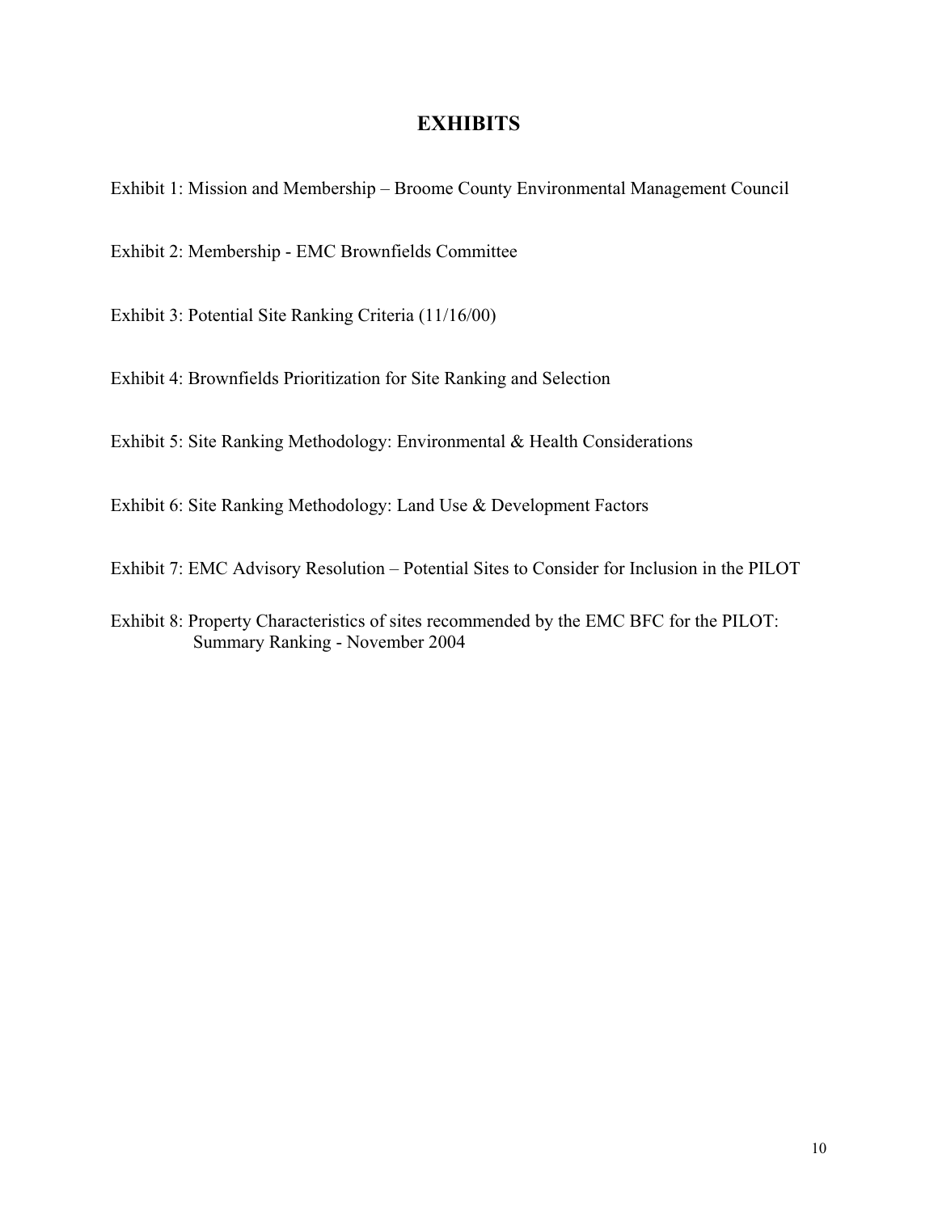# EXHIBITS

Exhibit 1: Mission and Membership – Broome County Environmental Management Council

Exhibit 2: Membership - EMC Brownfields Committee

Exhibit 3: Potential Site Ranking Criteria (11/16/00)

Exhibit 4: Brownfields Prioritization for Site Ranking and Selection

Exhibit 5: Site Ranking Methodology: Environmental & Health Considerations

Exhibit 6: Site Ranking Methodology: Land Use & Development Factors

Exhibit 7: EMC Advisory Resolution – Potential Sites to Consider for Inclusion in the PILOT

Exhibit 8: Property Characteristics of sites recommended by the EMC BFC for the PILOT: Summary Ranking - November 2004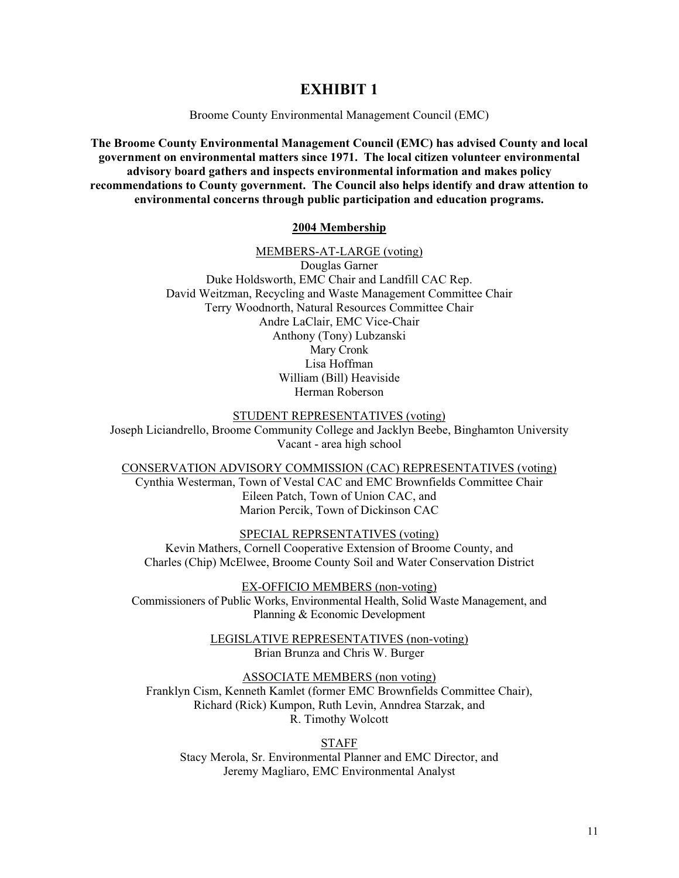# EXHIBIT 1

Broome County Environmental Management Council (EMC)

**The Broome County Environmental Management Council (EMC) has advised County and local government on environmental matters since 1971. The local citizen volunteer environmental advisory board gathers and inspects environmental information and makes policy recommendations to County government. The Council also helps identify and draw attention to environmental concerns through public participation and education programs.**

## 2004 Membership

MEMBERS-AT-LARGE (voting)

Douglas Garner
Duke Holdsworth, EMC Chair and Landfill CAC Rep.
David Weitzman, Recycling and Waste Management Committee Chair
Terry Woodnorth, Natural Resources Committee Chair
Andre LaClair, EMC Vice-Chair
Anthony (Tony) Lubzanski
Mary Cronk
Lisa Hoffman
William (Bill) Heaviside
Herman Roberson

STUDENT REPRESENTATIVES (voting)

Joseph Liciandrello, Broome Community College and Jacklyn Beebe, Binghamton University
Vacant - area high school

CONSERVATION ADVISORY COMMISSION (CAC) REPRESENTATIVES (voting)

Cynthia Westerman, Town of Vestal CAC and EMC Brownfields Committee Chair
Eileen Patch, Town of Union CAC, and
Marion Percik, Town of Dickinson CAC

SPECIAL REPRSENTATIVES (voting)

Kevin Mathers, Cornell Cooperative Extension of Broome County, and
Charles (Chip) McElwee, Broome County Soil and Water Conservation District

EX-OFFICIO MEMBERS (non-voting)

Commissioners of Public Works, Environmental Health, Solid Waste Management, and Planning & Economic Development

LEGISLATIVE REPRESENTATIVES (non-voting)

Brian Brunza and Chris W. Burger

ASSOCIATE MEMBERS (non voting)

Franklyn Cism, Kenneth Kamlet (former EMC Brownfields Committee Chair), Richard (Rick) Kumpon, Ruth Levin, Anndrea Starzak, and R. Timothy Wolcott

STAFF

Stacy Merola, Sr. Environmental Planner and EMC Director, and
Jeremy Magliaro, EMC Environmental Analyst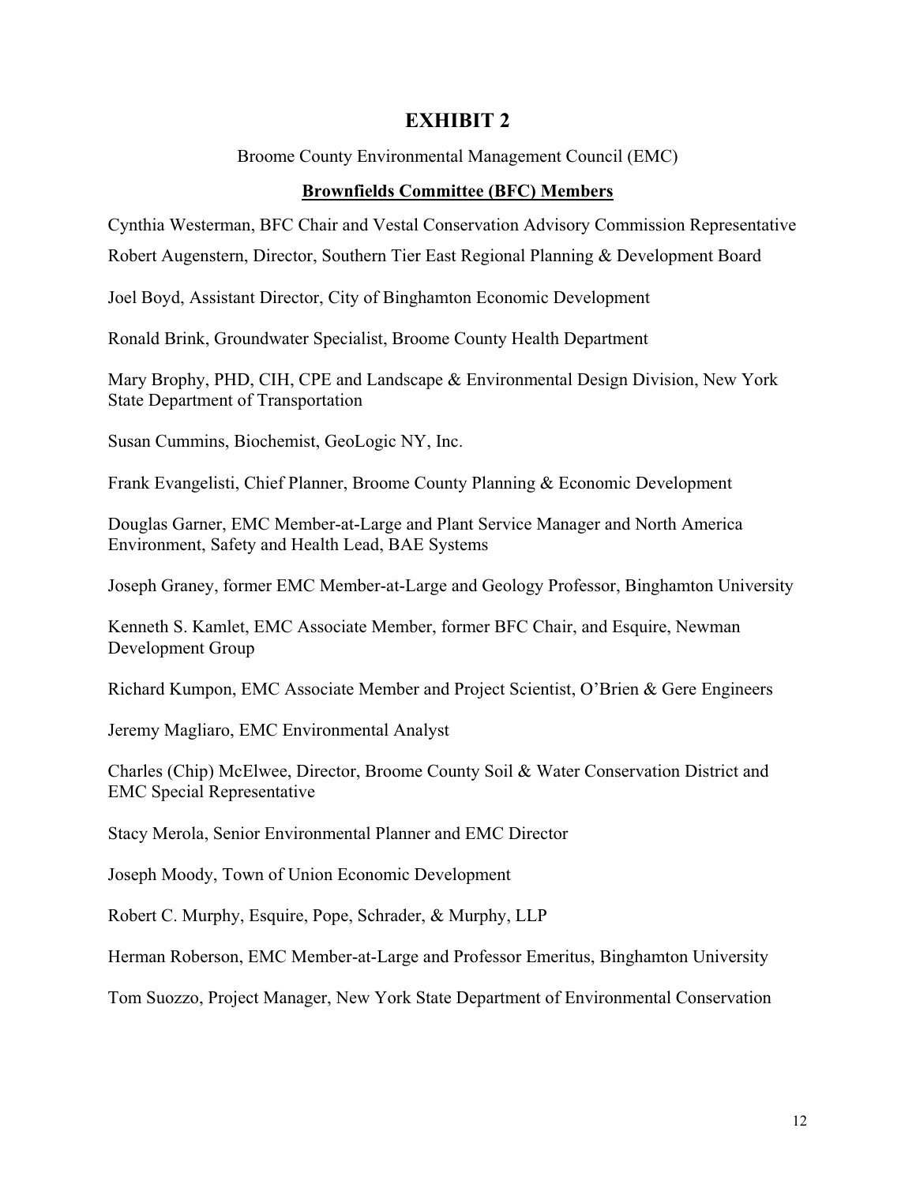# EXHIBIT 2

Broome County Environmental Management Council (EMC)

**<u>Brownfields Committee (BFC) Members</u>**

Cynthia Westerman, BFC Chair and Vestal Conservation Advisory Commission Representative

Robert Augenstern, Director, Southern Tier East Regional Planning & Development Board

Joel Boyd, Assistant Director, City of Binghamton Economic Development

Ronald Brink, Groundwater Specialist, Broome County Health Department

Mary Brophy, PHD, CIH, CPE and Landscape & Environmental Design Division, New York State Department of Transportation

Susan Cummins, Biochemist, GeoLogic NY, Inc.

Frank Evangelisti, Chief Planner, Broome County Planning & Economic Development

Douglas Garner, EMC Member-at-Large and Plant Service Manager and North America Environment, Safety and Health Lead, BAE Systems

Joseph Graney, former EMC Member-at-Large and Geology Professor, Binghamton University

Kenneth S. Kamlet, EMC Associate Member, former BFC Chair, and Esquire, Newman Development Group

Richard Kumpon, EMC Associate Member and Project Scientist, O'Brien & Gere Engineers

Jeremy Magliaro, EMC Environmental Analyst

Charles (Chip) McElwee, Director, Broome County Soil & Water Conservation District and EMC Special Representative

Stacy Merola, Senior Environmental Planner and EMC Director

Joseph Moody, Town of Union Economic Development

Robert C. Murphy, Esquire, Pope, Schrader, & Murphy, LLP

Herman Roberson, EMC Member-at-Large and Professor Emeritus, Binghamton University

Tom Suozzo, Project Manager, New York State Department of Environmental Conservation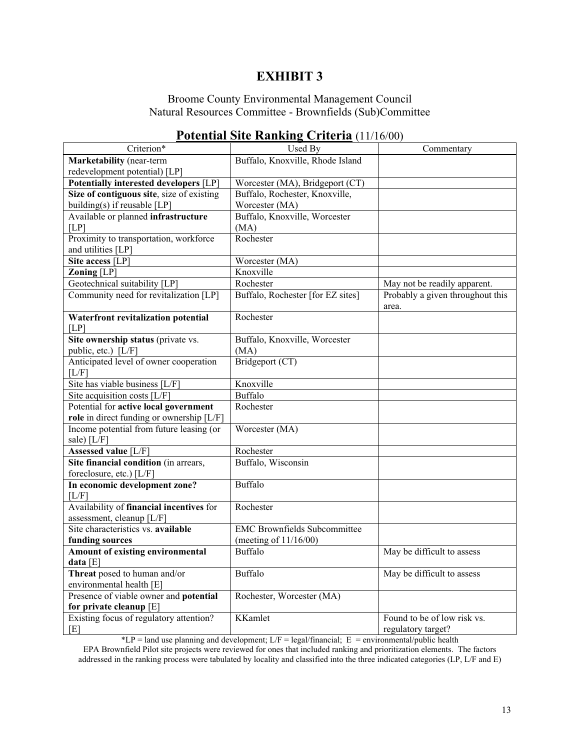# EXHIBIT 3

Broome County Environmental Management Council
Natural Resources Committee - Brownfields (Sub)Committee

## Potential Site Ranking Criteria (11/16/00)

| Criterion* | Used By | Commentary |
|---|---|---|
| **Marketability** (near-term redevelopment potential) [LP] | Buffalo, Knoxville, Rhode Island | |
| **Potentially interested developers** [LP] | Worcester (MA), Bridgeport (CT) | |
| **Size of contiguous site**, size of existing building(s) if reusable [LP] | Buffalo, Rochester, Knoxville, Worcester (MA) | |
| Available or planned **infrastructure** [LP] | Buffalo, Knoxville, Worcester (MA) | |
| Proximity to transportation, workforce and utilities [LP] | Rochester | |
| **Site access** [LP] | Worcester (MA) | |
| **Zoning** [LP] | Knoxville | |
| Geotechnical suitability [LP] | Rochester | May not be readily apparent. |
| Community need for revitalization [LP] | Buffalo, Rochester [for EZ sites] | Probably a given throughout this area. |
| **Waterfront revitalization potential** [LP] | Rochester | |
| **Site ownership status** (private vs. public, etc.) [L/F] | Buffalo, Knoxville, Worcester (MA) | |
| Anticipated level of owner cooperation [L/F] | Bridgeport (CT) | |
| Site has viable business [L/F] | Knoxville | |
| Site acquisition costs [L/F] | Buffalo | |
| Potential for **active local government role** in direct funding or ownership [L/F] | Rochester | |
| Income potential from future leasing (or sale) [L/F] | Worcester (MA) | |
| **Assessed value** [L/F] | Rochester | |
| **Site financial condition** (in arrears, foreclosure, etc.) [L/F] | Buffalo, Wisconsin | |
| **In economic development zone?** [L/F] | Buffalo | |
| Availability of **financial incentives** for assessment, cleanup [L/F] | Rochester | |
| Site characteristics vs. **available funding sources** | EMC Brownfields Subcommittee (meeting of 11/16/00) | |
| **Amount of existing environmental data** [E] | Buffalo | May be difficult to assess |
| **Threat** posed to human and/or environmental health [E] | Buffalo | May be difficult to assess |
| Presence of viable owner and **potential for private cleanup** [E] | Rochester, Worcester (MA) | |
| Existing focus of regulatory attention? [E] | KKamlet | Found to be of low risk vs. regulatory target? |

*LP = land use planning and development; L/F = legal/financial; E = environmental/public health
EPA Brownfield Pilot site projects were reviewed for ones that included ranking and prioritization elements. The factors addressed in the ranking process were tabulated by locality and classified into the three indicated categories (LP, L/F and E)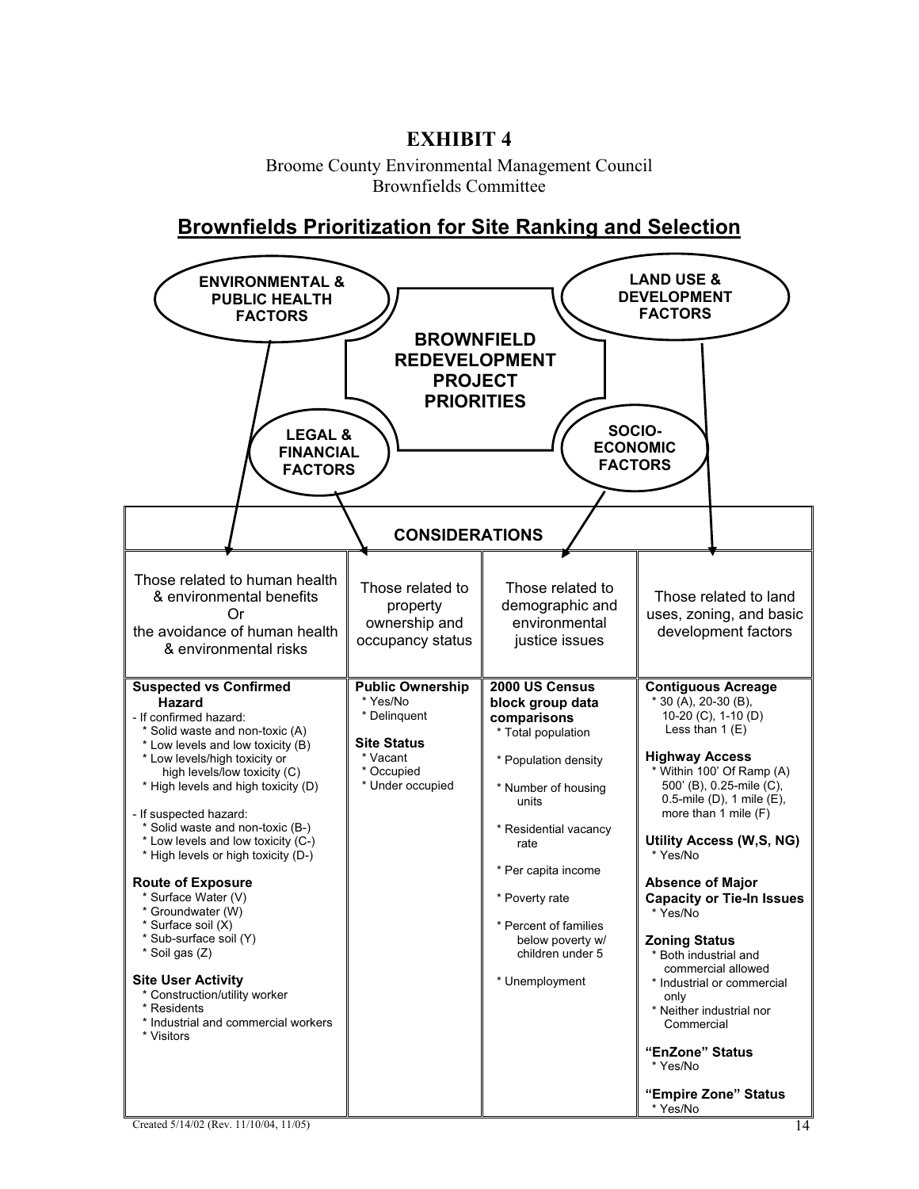# EXHIBIT 4

Broome County Environmental Management Council
Brownfields Committee

## Brownfields Prioritization for Site Ranking and Selection

**BROWNFIELD REDEVELOPMENT PROJECT PRIORITIES**

**ENVIRONMENTAL & PUBLIC HEALTH FACTORS**

**LEGAL & FINANCIAL FACTORS**

**SOCIO-ECONOMIC FACTORS**

**LAND USE & DEVELOPMENT FACTORS**

| **CONSIDERATIONS** | | | |
|---|---|---|---|
| Those related to human health & environmental benefits Or the avoidance of human health & environmental risks | Those related to property ownership and occupancy status | Those related to demographic and environmental justice issues | Those related to land uses, zoning, and basic development factors |
| **Suspected vs Confirmed Hazard**<br>- If confirmed hazard:<br>* Solid waste and non-toxic (A)<br>* Low levels and low toxicity (B)<br>* Low levels/high toxicity or high levels/low toxicity (C)<br>* High levels and high toxicity (D)<br><br>- If suspected hazard:<br>* Solid waste and non-toxic (B-)<br>* Low levels and low toxicity (C-)<br>* High levels or high toxicity (D-)<br><br>**Route of Exposure**<br>* Surface Water (V)<br>* Groundwater (W)<br>* Surface soil (X)<br>* Sub-surface soil (Y)<br>* Soil gas (Z)<br><br>**Site User Activity**<br>* Construction/utility worker<br>* Residents<br>* Industrial and commercial workers<br>* Visitors | **Public Ownership**<br>* Yes/No<br>* Delinquent<br><br>**Site Status**<br>* Vacant<br>* Occupied<br>* Under occupied | **2000 US Census block group data comparisons**<br>* Total population<br><br>* Population density<br><br>* Number of housing units<br><br>* Residential vacancy rate<br><br>* Per capita income<br><br>* Poverty rate<br><br>* Percent of families below poverty w/ children under 5<br><br>* Unemployment | **Contiguous Acreage**<br>* 30 (A), 20-30 (B), 10-20 (C), 1-10 (D) Less than 1 (E)<br><br>**Highway Access**<br>* Within 100' Of Ramp (A) 500' (B), 0.25-mile (C), 0.5-mile (D), 1 mile (E), more than 1 mile (F)<br><br>**Utility Access (W,S, NG)**<br>* Yes/No<br><br>**Absence of Major Capacity or Tie-In Issues**<br>* Yes/No<br><br>**Zoning Status**<br>* Both industrial and commercial allowed<br>* Industrial or commercial only<br>* Neither industrial nor Commercial<br><br>**"EnZone" Status**<br>* Yes/No<br><br>**"Empire Zone" Status**<br>* Yes/No |

Created 5/14/02 (Rev. 11/10/04, 11/05)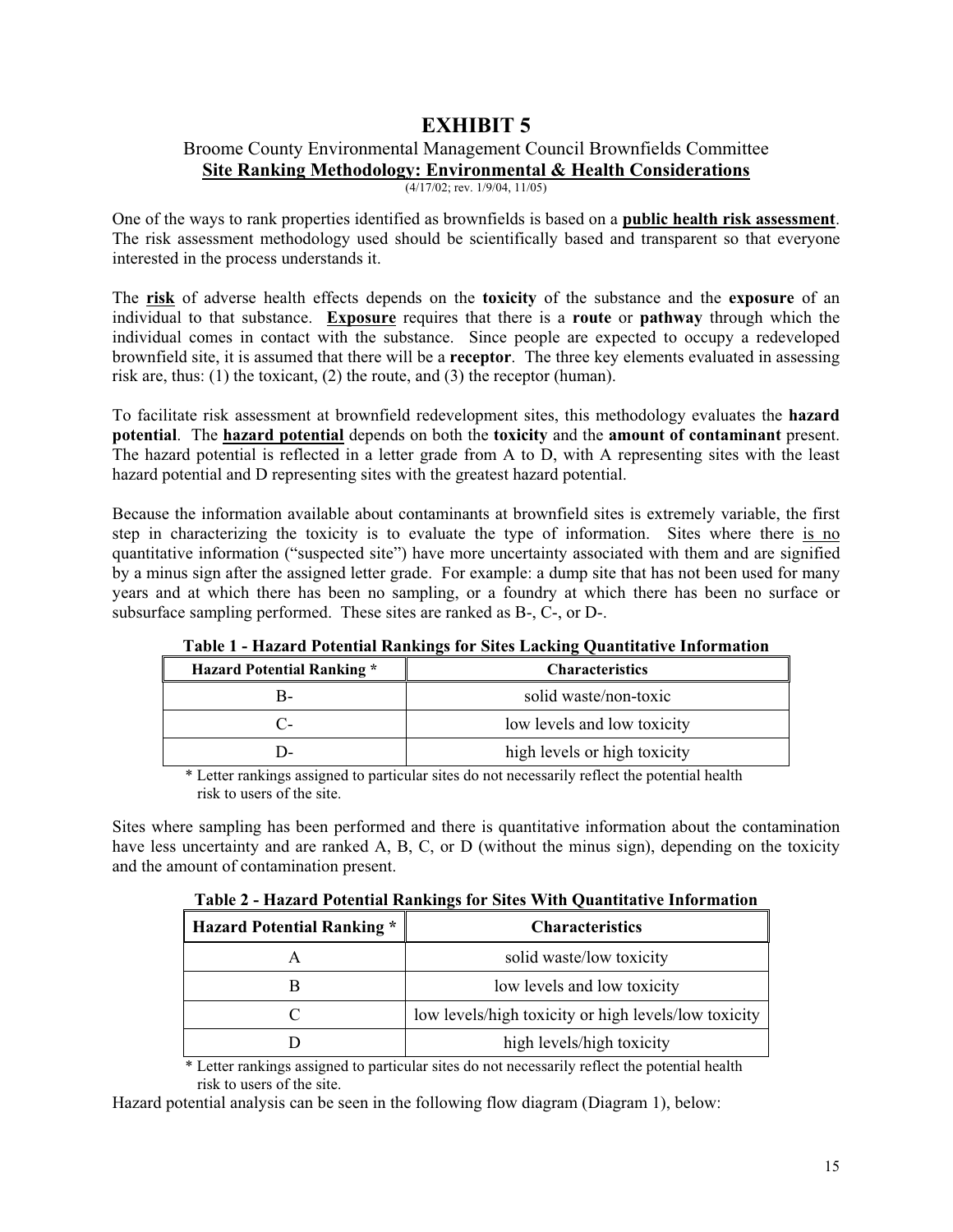# EXHIBIT 5

Broome County Environmental Management Council Brownfields Committee

**Site Ranking Methodology: Environmental & Health Considerations**

(4/17/02; rev. 1/9/04, 11/05)

One of the ways to rank properties identified as brownfields is based on a **public health risk assessment**. The risk assessment methodology used should be scientifically based and transparent so that everyone interested in the process understands it.

The **risk** of adverse health effects depends on the **toxicity** of the substance and the **exposure** of an individual to that substance. **Exposure** requires that there is a **route** or **pathway** through which the individual comes in contact with the substance. Since people are expected to occupy a redeveloped brownfield site, it is assumed that there will be a **receptor**. The three key elements evaluated in assessing risk are, thus: (1) the toxicant, (2) the route, and (3) the receptor (human).

To facilitate risk assessment at brownfield redevelopment sites, this methodology evaluates the **hazard potential**. The **hazard potential** depends on both the **toxicity** and the **amount of contaminant** present. The hazard potential is reflected in a letter grade from A to D, with A representing sites with the least hazard potential and D representing sites with the greatest hazard potential.

Because the information available about contaminants at brownfield sites is extremely variable, the first step in characterizing the toxicity is to evaluate the type of information. Sites where there is no quantitative information ("suspected site") have more uncertainty associated with them and are signified by a minus sign after the assigned letter grade. For example: a dump site that has not been used for many years and at which there has been no sampling, or a foundry at which there has been no surface or subsurface sampling performed. These sites are ranked as B-, C-, or D-.

**Table 1 - Hazard Potential Rankings for Sites Lacking Quantitative Information**

| Hazard Potential Ranking * | Characteristics |
|---|---|
| B- | solid waste/non-toxic |
| C- | low levels and low toxicity |
| D- | high levels or high toxicity |

\* Letter rankings assigned to particular sites do not necessarily reflect the potential health risk to users of the site.

Sites where sampling has been performed and there is quantitative information about the contamination have less uncertainty and are ranked A, B, C, or D (without the minus sign), depending on the toxicity and the amount of contamination present.

**Table 2 - Hazard Potential Rankings for Sites With Quantitative Information**

| Hazard Potential Ranking * | Characteristics |
|---|---|
| A | solid waste/low toxicity |
| B | low levels and low toxicity |
| C | low levels/high toxicity or high levels/low toxicity |
| D | high levels/high toxicity |

\* Letter rankings assigned to particular sites do not necessarily reflect the potential health risk to users of the site.

Hazard potential analysis can be seen in the following flow diagram (Diagram 1), below: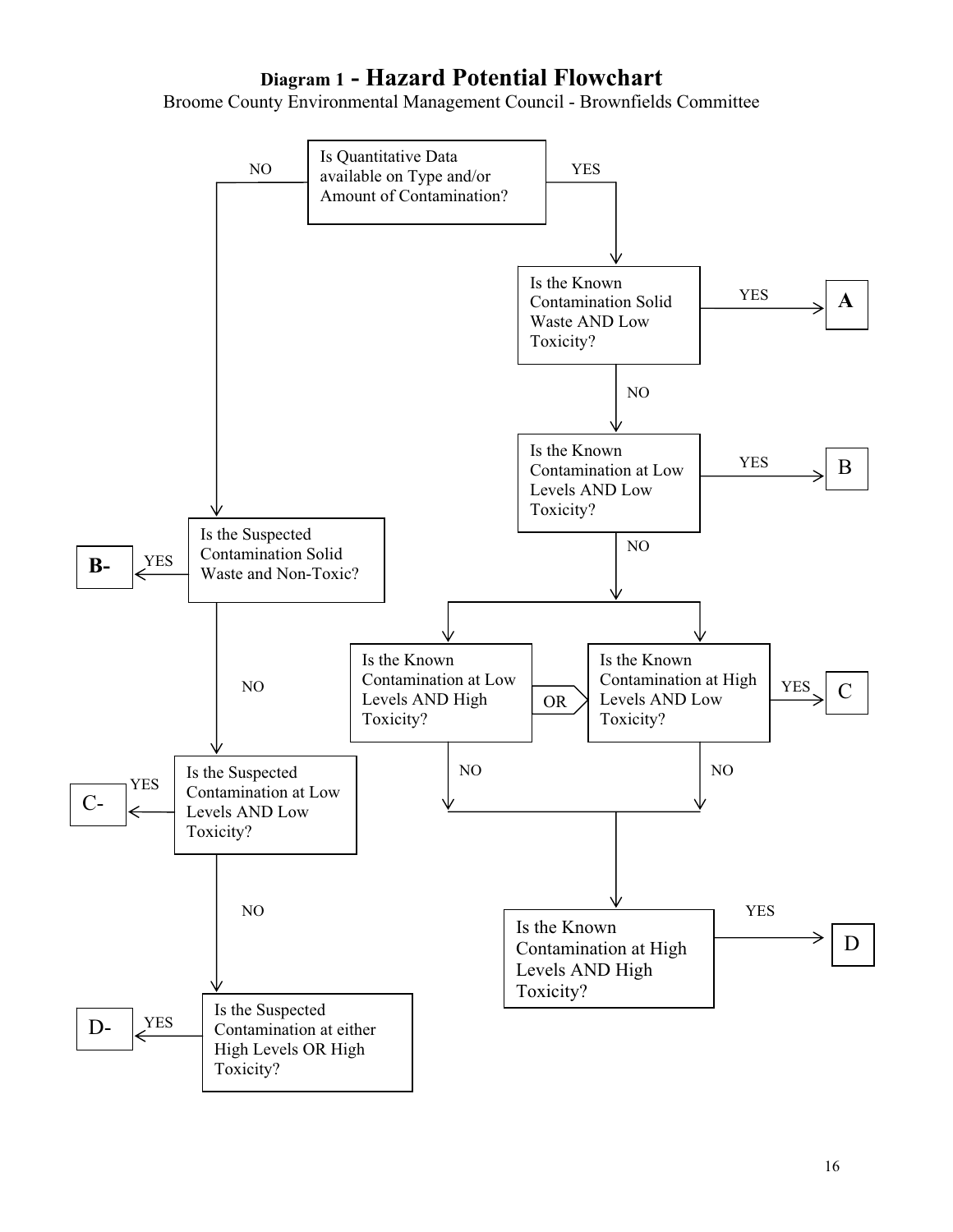# Diagram 1 - Hazard Potential Flowchart

Broome County Environmental Management Council - Brownfields Committee

Is Quantitative Data available on Type and/or Amount of Contamination?

- **YES** → Is the Known Contamination Solid Waste AND Low Toxicity?
  - **YES** → **A**
  - **NO** → Is the Known Contamination at Low Levels AND Low Toxicity?
    - **YES** → **B**
    - **NO** → Is the Known Contamination at Low Levels AND High Toxicity? **OR** Is the Known Contamination at High Levels AND Low Toxicity?
      - **YES** → **C**
      - **NO** → Is the Known Contamination at High Levels AND High Toxicity?
        - **YES** → **D**
- **NO** → Is the Suspected Contamination Solid Waste and Non-Toxic?
  - **YES** → **B-**
  - **NO** → Is the Suspected Contamination at Low Levels AND Low Toxicity?
    - **YES** → **C-**
    - **NO** → Is the Suspected Contamination at either High Levels OR High Toxicity?
      - **YES** → **D-**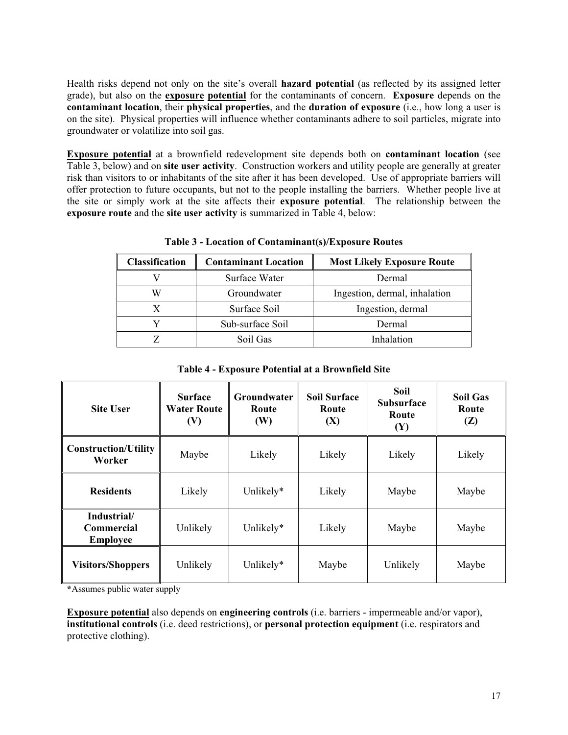Health risks depend not only on the site's overall **hazard potential** (as reflected by its assigned letter grade), but also on the **exposure potential** for the contaminants of concern. **Exposure** depends on the **contaminant location**, their **physical properties**, and the **duration of exposure** (i.e., how long a user is on the site). Physical properties will influence whether contaminants adhere to soil particles, migrate into groundwater or volatilize into soil gas.

**Exposure potential** at a brownfield redevelopment site depends both on **contaminant location** (see Table 3, below) and on **site user activity**. Construction workers and utility people are generally at greater risk than visitors to or inhabitants of the site after it has been developed. Use of appropriate barriers will offer protection to future occupants, but not to the people installing the barriers. Whether people live at the site or simply work at the site affects their **exposure potential**. The relationship between the **exposure route** and the **site user activity** is summarized in Table 4, below:

**Table 3 - Location of Contaminant(s)/Exposure Routes**

| Classification | Contaminant Location | Most Likely Exposure Route |
|---|---|---|
| V | Surface Water | Dermal |
| W | Groundwater | Ingestion, dermal, inhalation |
| X | Surface Soil | Ingestion, dermal |
| Y | Sub-surface Soil | Dermal |
| Z | Soil Gas | Inhalation |

**Table 4 - Exposure Potential at a Brownfield Site**

| Site User | Surface Water Route (V) | Groundwater Route (W) | Soil Surface Route (X) | Soil Subsurface Route (Y) | Soil Gas Route (Z) |
|---|---|---|---|---|---|
| **Construction/Utility Worker** | Maybe | Likely | Likely | Likely | Likely |
| **Residents** | Likely | Unlikely* | Likely | Maybe | Maybe |
| **Industrial/ Commercial Employee** | Unlikely | Unlikely* | Likely | Maybe | Maybe |
| **Visitors/Shoppers** | Unlikely | Unlikely* | Maybe | Unlikely | Maybe |

*Assumes public water supply

**Exposure potential** also depends on **engineering controls** (i.e. barriers - impermeable and/or vapor), **institutional controls** (i.e. deed restrictions), or **personal protection equipment** (i.e. respirators and protective clothing).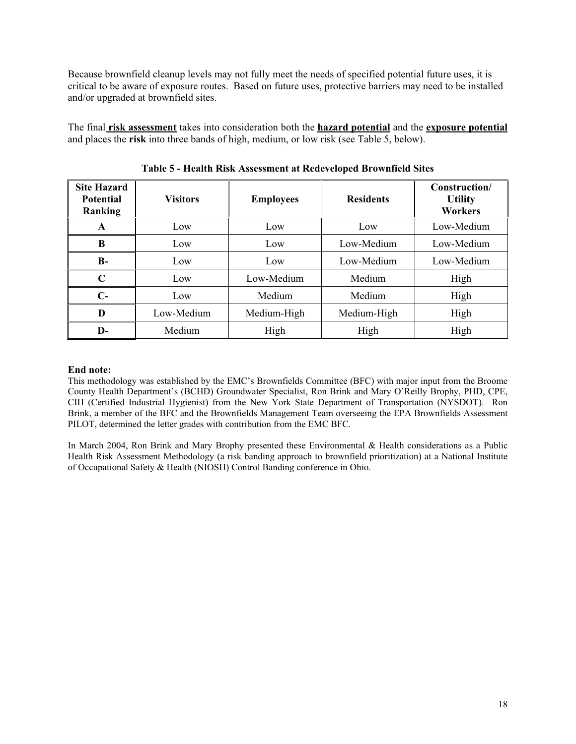Because brownfield cleanup levels may not fully meet the needs of specified potential future uses, it is critical to be aware of exposure routes. Based on future uses, protective barriers may need to be installed and/or upgraded at brownfield sites.

The final **risk assessment** takes into consideration both the **hazard potential** and the **exposure potential** and places the **risk** into three bands of high, medium, or low risk (see Table 5, below).

**Table 5 - Health Risk Assessment at Redeveloped Brownfield Sites**

| Site Hazard Potential Ranking | Visitors | Employees | Residents | Construction/ Utility Workers |
|---|---|---|---|---|
| **A** | Low | Low | Low | Low-Medium |
| **B** | Low | Low | Low-Medium | Low-Medium |
| **B-** | Low | Low | Low-Medium | Low-Medium |
| **C** | Low | Low-Medium | Medium | High |
| **C-** | Low | Medium | Medium | High |
| **D** | Low-Medium | Medium-High | Medium-High | High |
| **D-** | Medium | High | High | High |

**End note:**

This methodology was established by the EMC's Brownfields Committee (BFC) with major input from the Broome County Health Department's (BCHD) Groundwater Specialist, Ron Brink and Mary O'Reilly Brophy, PHD, CPE, CIH (Certified Industrial Hygienist) from the New York State Department of Transportation (NYSDOT). Ron Brink, a member of the BFC and the Brownfields Management Team overseeing the EPA Brownfields Assessment PILOT, determined the letter grades with contribution from the EMC BFC.

In March 2004, Ron Brink and Mary Brophy presented these Environmental & Health considerations as a Public Health Risk Assessment Methodology (a risk banding approach to brownfield prioritization) at a National Institute of Occupational Safety & Health (NIOSH) Control Banding conference in Ohio.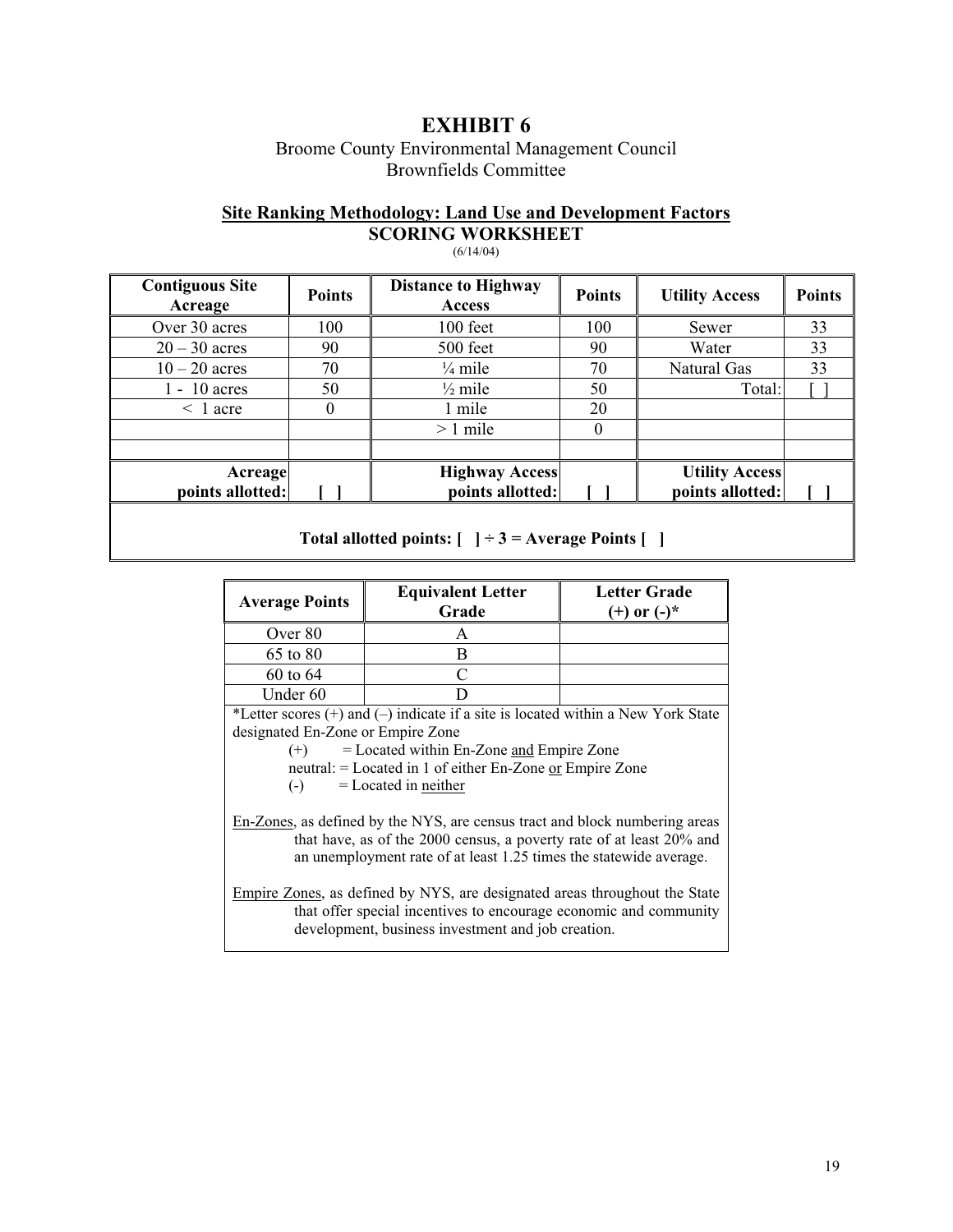# EXHIBIT 6

Broome County Environmental Management Council
Brownfields Committee

## Site Ranking Methodology: Land Use and Development Factors

### SCORING WORKSHEET

(6/14/04)

| Contiguous Site Acreage | Points | Distance to Highway Access | Points | Utility Access | Points |
|---|---|---|---|---|---|
| Over 30 acres | 100 | 100 feet | 100 | Sewer | 33 |
| 20 – 30 acres | 90 | 500 feet | 90 | Water | 33 |
| 10 – 20 acres | 70 | ¼ mile | 70 | Natural Gas | 33 |
| 1 - 10 acres | 50 | ½ mile | 50 | Total: | [ ] |
| < 1 acre | 0 | 1 mile | 20 | | |
| | | > 1 mile | 0 | | |
| | | | | | |
| **Acreage points allotted:** | **[ ]** | **Highway Access points allotted:** | **[ ]** | **Utility Access points allotted:** | **[ ]** |

**Total allotted points: [ ] ÷ 3 = Average Points [ ]**

| Average Points | Equivalent Letter Grade | Letter Grade (+) or (-)* |
|---|---|---|
| Over 80 | A | |
| 65 to 80 | B | |
| 60 to 64 | C | |
| Under 60 | D | |

*Letter scores (+) and (–) indicate if a site is located within a New York State designated En-Zone or Empire Zone

- (+) = Located within En-Zone and Empire Zone
- neutral: = Located in 1 of either En-Zone or Empire Zone
- (-) = Located in neither

En-Zones, as defined by the NYS, are census tract and block numbering areas that have, as of the 2000 census, a poverty rate of at least 20% and an unemployment rate of at least 1.25 times the statewide average.

Empire Zones, as defined by NYS, are designated areas throughout the State that offer special incentives to encourage economic and community development, business investment and job creation.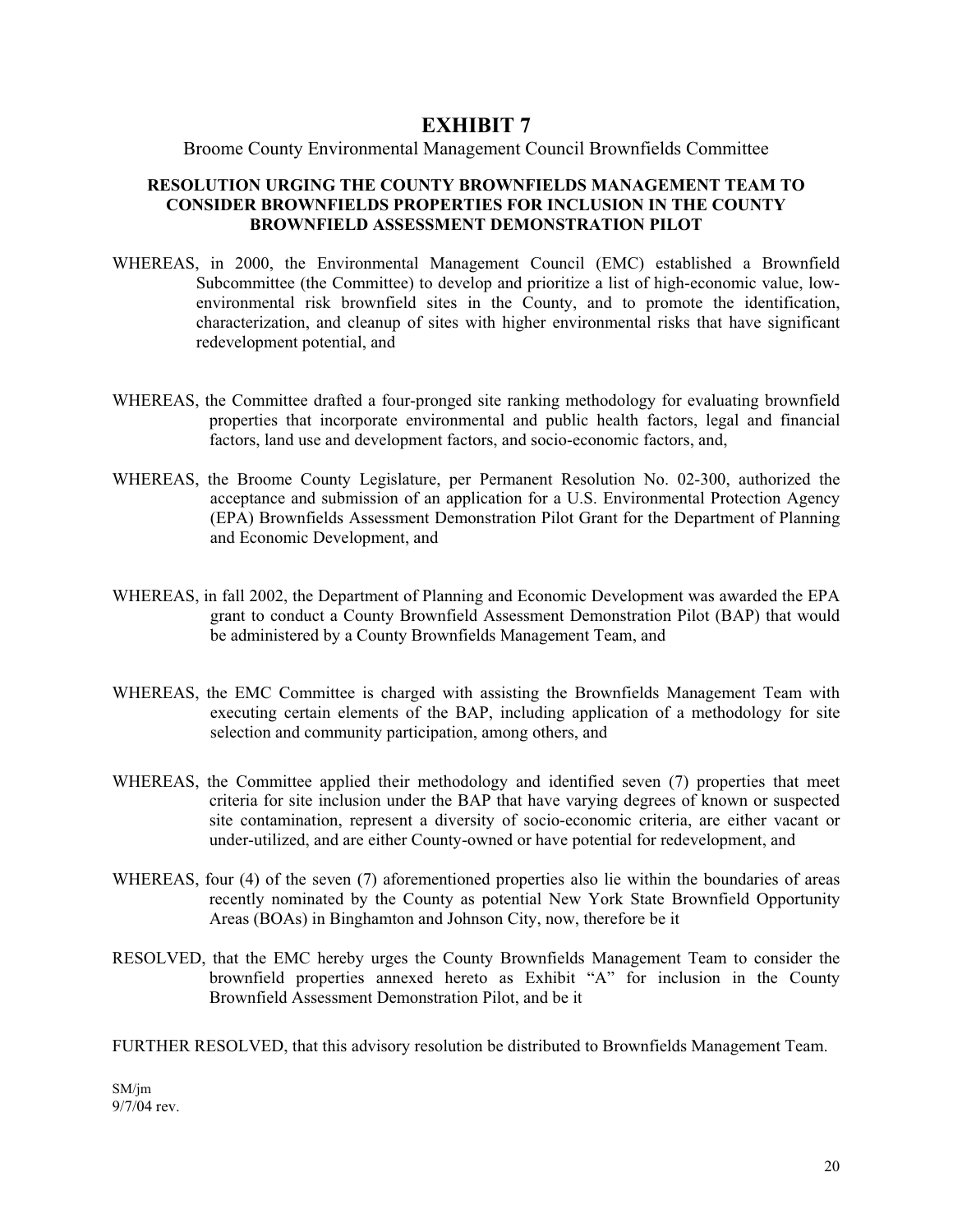# EXHIBIT 7

Broome County Environmental Management Council Brownfields Committee

**RESOLUTION URGING THE COUNTY BROWNFIELDS MANAGEMENT TEAM TO CONSIDER BROWNFIELDS PROPERTIES FOR INCLUSION IN THE COUNTY BROWNFIELD ASSESSMENT DEMONSTRATION PILOT**

WHEREAS, in 2000, the Environmental Management Council (EMC) established a Brownfield Subcommittee (the Committee) to develop and prioritize a list of high-economic value, low-environmental risk brownfield sites in the County, and to promote the identification, characterization, and cleanup of sites with higher environmental risks that have significant redevelopment potential, and

WHEREAS, the Committee drafted a four-pronged site ranking methodology for evaluating brownfield properties that incorporate environmental and public health factors, legal and financial factors, land use and development factors, and socio-economic factors, and,

WHEREAS, the Broome County Legislature, per Permanent Resolution No. 02-300, authorized the acceptance and submission of an application for a U.S. Environmental Protection Agency (EPA) Brownfields Assessment Demonstration Pilot Grant for the Department of Planning and Economic Development, and

WHEREAS, in fall 2002, the Department of Planning and Economic Development was awarded the EPA grant to conduct a County Brownfield Assessment Demonstration Pilot (BAP) that would be administered by a County Brownfields Management Team, and

WHEREAS, the EMC Committee is charged with assisting the Brownfields Management Team with executing certain elements of the BAP, including application of a methodology for site selection and community participation, among others, and

WHEREAS, the Committee applied their methodology and identified seven (7) properties that meet criteria for site inclusion under the BAP that have varying degrees of known or suspected site contamination, represent a diversity of socio-economic criteria, are either vacant or under-utilized, and are either County-owned or have potential for redevelopment, and

WHEREAS, four (4) of the seven (7) aforementioned properties also lie within the boundaries of areas recently nominated by the County as potential New York State Brownfield Opportunity Areas (BOAs) in Binghamton and Johnson City, now, therefore be it

RESOLVED, that the EMC hereby urges the County Brownfields Management Team to consider the brownfield properties annexed hereto as Exhibit "A" for inclusion in the County Brownfield Assessment Demonstration Pilot, and be it

FURTHER RESOLVED, that this advisory resolution be distributed to Brownfields Management Team.

SM/jm
9/7/04 rev.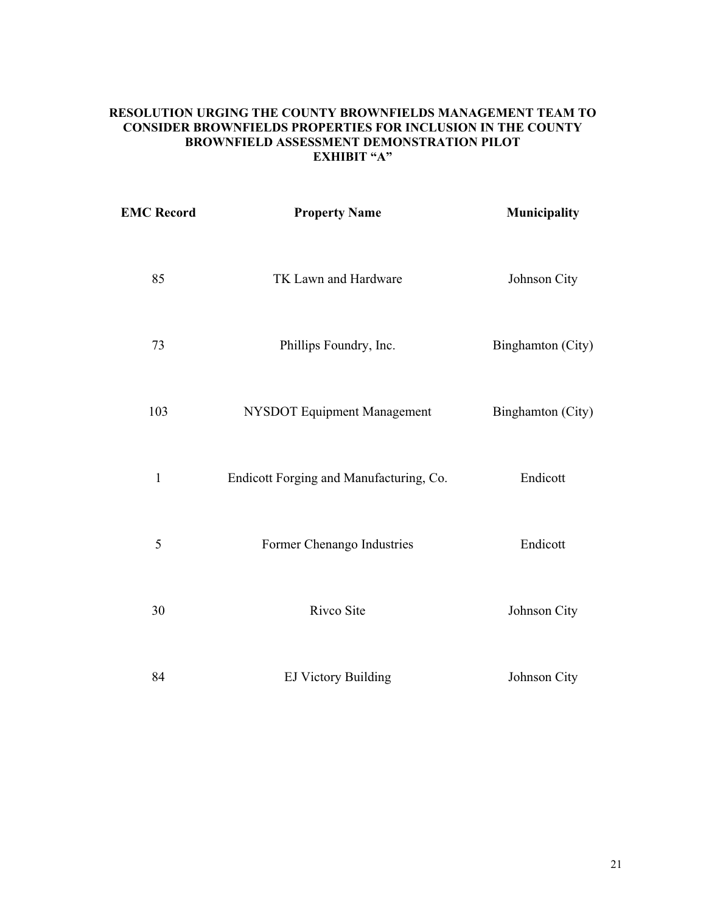**RESOLUTION URGING THE COUNTY BROWNFIELDS MANAGEMENT TEAM TO CONSIDER BROWNFIELDS PROPERTIES FOR INCLUSION IN THE COUNTY BROWNFIELD ASSESSMENT DEMONSTRATION PILOT**
**EXHIBIT "A"**

| EMC Record | Property Name | Municipality |
|---|---|---|
| 85 | TK Lawn and Hardware | Johnson City |
| 73 | Phillips Foundry, Inc. | Binghamton (City) |
| 103 | NYSDOT Equipment Management | Binghamton (City) |
| 1 | Endicott Forging and Manufacturing, Co. | Endicott |
| 5 | Former Chenango Industries | Endicott |
| 30 | Rivco Site | Johnson City |
| 84 | EJ Victory Building | Johnson City |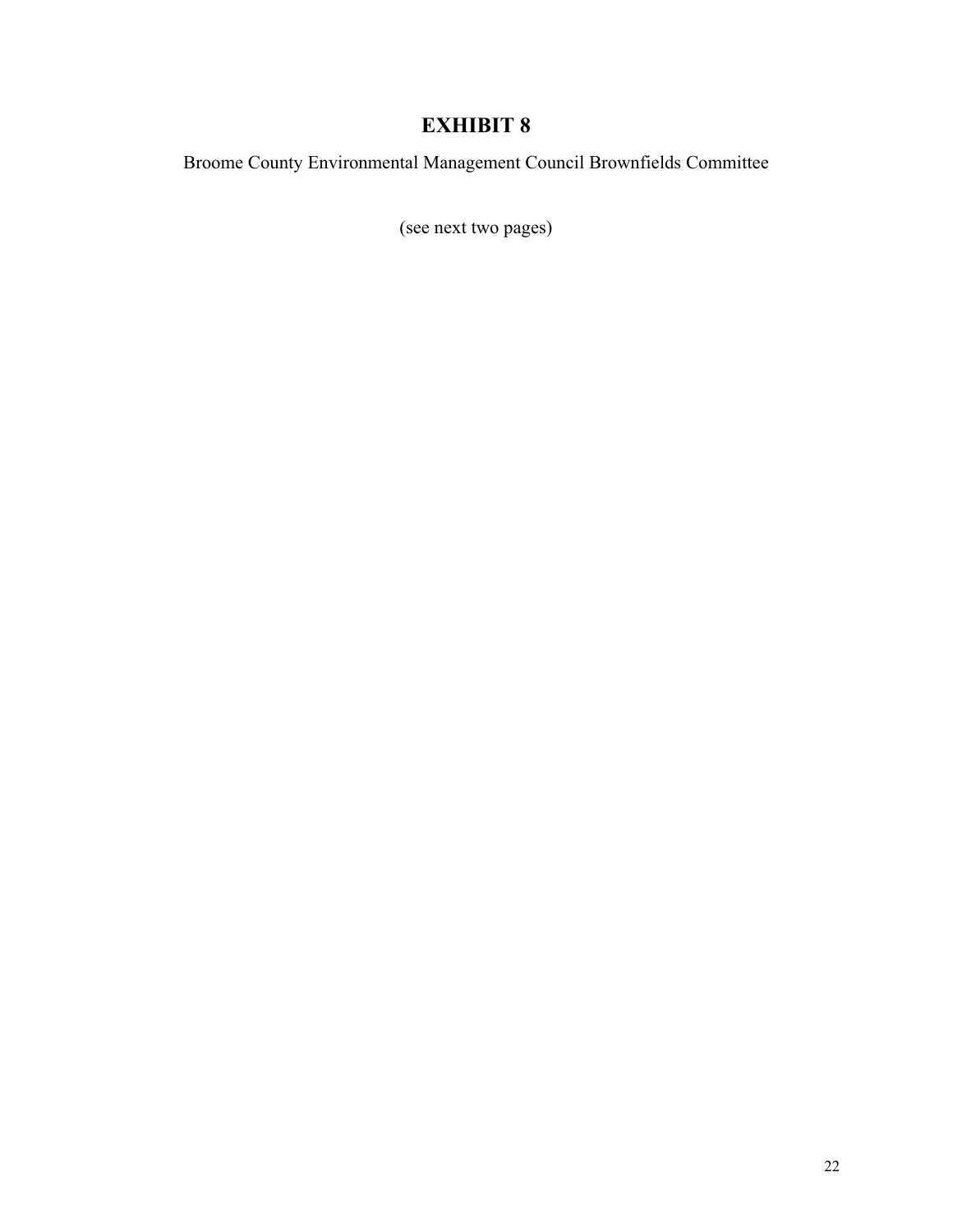# EXHIBIT 8

Broome County Environmental Management Council Brownfields Committee

(see next two pages)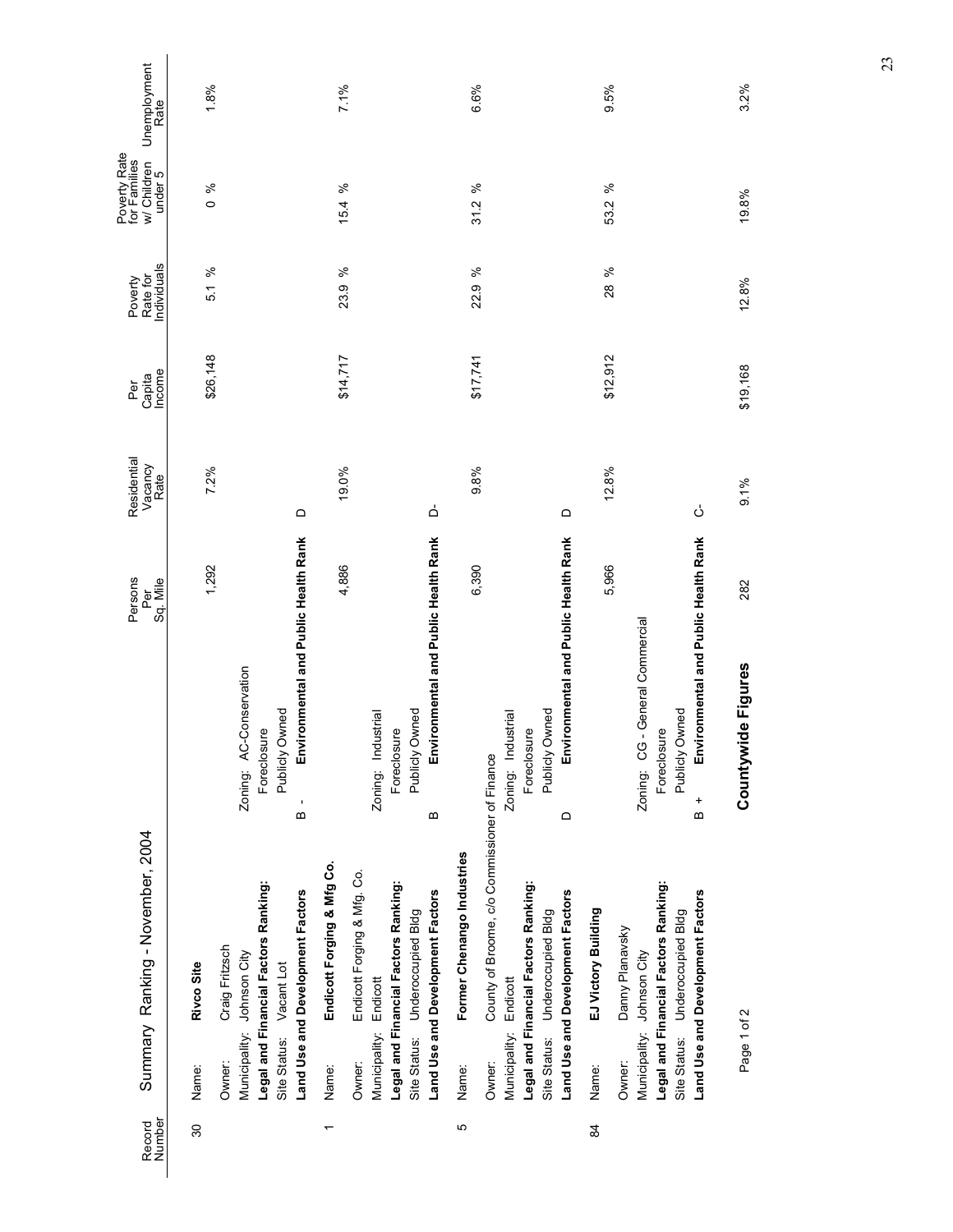# Summary Ranking - November, 2004

| Record Number | | | Persons Per Sq. Mile | Residential Vacancy Rate | Per Capita Income | Poverty Rate for Individuals | Poverty Rate for Families w/ Children under 5 | Unemployment Rate |
|---|---|---|---|---|---|---|---|---|
| 30 | Name: **Rivco Site** | | 1,292 | 7.2% | $26,148 | 5.1 % | 0 % | 1.8% |
| | Owner: Craig Fritzsch | | | | | | | |
| | Municipality: Johnson City | Zoning: AC-Conservation | | | | | | |
| | **Legal and Financial Factors Ranking:** | Foreclosure | | | | | | |
| | Site Status: Vacant Lot | Publicly Owned | | | | | | |
| | **Land Use and Development Factors** | B - **Environmental and Public Health Rank** | | D | | | | |
| 1 | Name: **Endicott Forging & Mfg Co.** | | 4,886 | 19.0% | $14,717 | 23.9 % | 15.4 % | 7.1% |
| | Owner: Endicott Forging & Mfg. Co. | | | | | | | |
| | Municipality: Endicott | Zoning: Industrial | | | | | | |
| | **Legal and Financial Factors Ranking:** | Foreclosure | | | | | | |
| | Site Status: Underoccupied Bldg | Publicly Owned | | | | | | |
| | **Land Use and Development Factors** | B **Environmental and Public Health Rank** | | D- | | | | |
| 5 | Name: **Former Chenango Industries** | | 6,390 | 9.8% | $17,741 | 22.9 % | 31.2 % | 6.6% |
| | Owner: County of Broome, c/o Commissioner of Finance | | | | | | | |
| | Municipality: Endicott | Zoning: Industrial | | | | | | |
| | **Legal and Financial Factors Ranking:** | Foreclosure | | | | | | |
| | Site Status: Underoccupied Bldg | Publicly Owned | | | | | | |
| | **Land Use and Development Factors** | D **Environmental and Public Health Rank** | | D | | | | |
| 84 | Name: **EJ Victory Building** | | 5,966 | 12.8% | $12,912 | 28 % | 53.2 % | 9.5% |
| | Owner: Danny Planavsky | | | | | | | |
| | Municipality: Johnson City | Zoning: CG - General Commercial | | | | | | |
| | **Legal and Financial Factors Ranking:** | Foreclosure | | | | | | |
| | Site Status: Underoccupied Bldg | Publicly Owned | | | | | | |
| | **Land Use and Development Factors** | B + **Environmental and Public Health Rank** | | C- | | | | |
| | | **Countywide Figures** | 282 | 9.1% | $19,168 | 12.8% | 19.8% | 3.2% |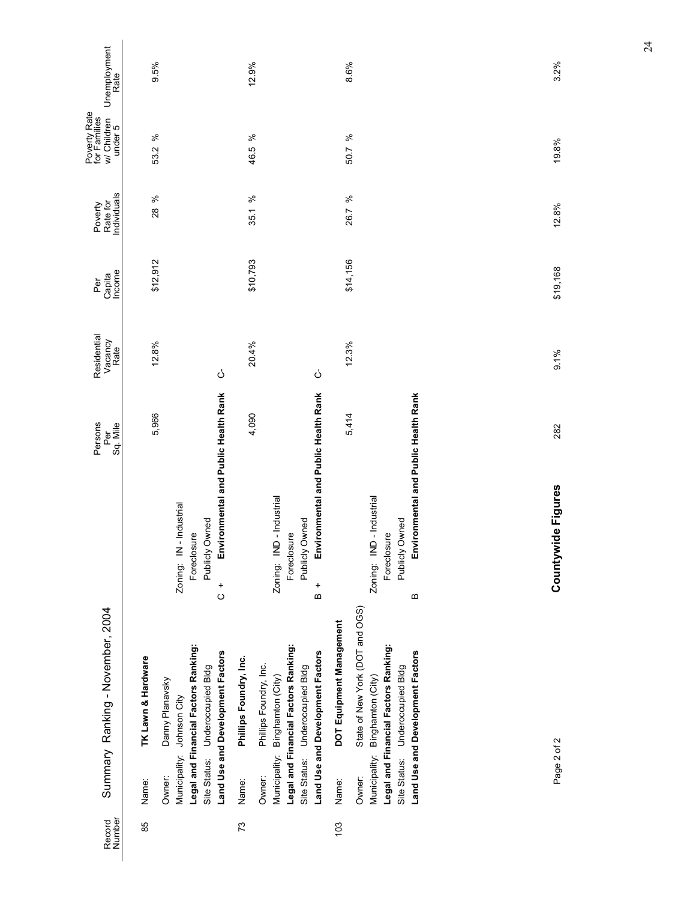# Summary Ranking - November, 2004

| Record Number | | | Persons Per Sq. Mile | Residential Vacancy Rate | Per Capita Income | Poverty Rate for Individuals | Poverty Rate for Families w/ Children under 5 | Unemployment Rate |
|---|---|---|---|---|---|---|---|---|
| 85 | Name: **TK Lawn & Hardware** | | 5,966 | 12.8% | $12,912 | 28 % | 53.2 % | 9.5% |
| | Owner: Danny Planavsky | | | | | | | |
| | Municipality: Johnson City | Zoning: IN - Industrial | | | | | | |
| | **Legal and Financial Factors Ranking:** | Foreclosure | | | | | | |
| | Site Status: Underoccupied Bldg | Publicly Owned | | | | | | |
| | **Land Use and Development Factors** | C + **Environmental and Public Health Rank** | | C- | | | | |
| 73 | Name: **Phillips Foundry, Inc.** | | 4,090 | 20.4% | $10,793 | 35.1 % | 46.5 % | 12.9% |
| | Owner: Phillips Foundry, Inc. | | | | | | | |
| | Municipality: Binghamton (City) | Zoning: IND - Industrial | | | | | | |
| | **Legal and Financial Factors Ranking:** | Foreclosure | | | | | | |
| | Site Status: Underoccupied Bldg | Publicly Owned | | | | | | |
| | **Land Use and Development Factors** | B + **Environmental and Public Health Rank** | | C- | | | | |
| 103 | Name: **DOT Equipment Management** | | 5,414 | 12.3% | $14,156 | 26.7 % | 50.7 % | 8.6% |
| | Owner: State of New York (DOT and OGS) | | | | | | | |
| | Municipality: Binghamton (City) | Zoning: IND - Industrial | | | | | | |
| | **Legal and Financial Factors Ranking:** | Foreclosure | | | | | | |
| | Site Status: Underoccupied Bldg | Publicly Owned | | | | | | |
| | **Land Use and Development Factors** | B **Environmental and Public Health Rank** | | | | | | |
| | | **Countywide Figures** | 282 | 9.1% | $19,168 | 12.8% | 19.8% | 3.2% |